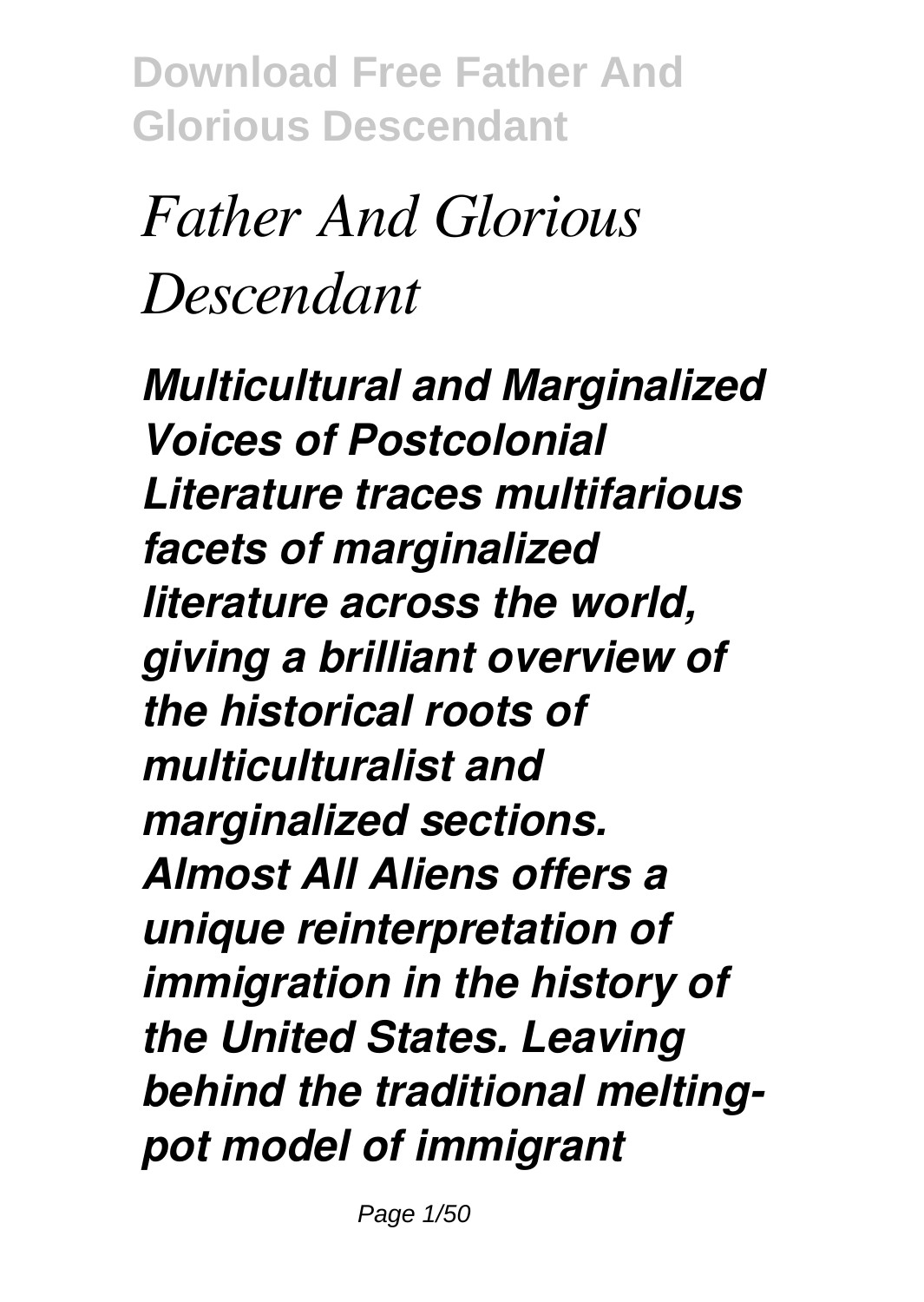# *Father And Glorious Descendant*

***Multicultural and Marginalized Voices of Postcolonial Literature traces multifarious facets of marginalized literature across the world, giving a brilliant overview of the historical roots of multiculturalist and marginalized sections. Almost All Aliens offers a unique reinterpretation of immigration in the history of the United States. Leaving behind the traditional melting-pot model of immigrant***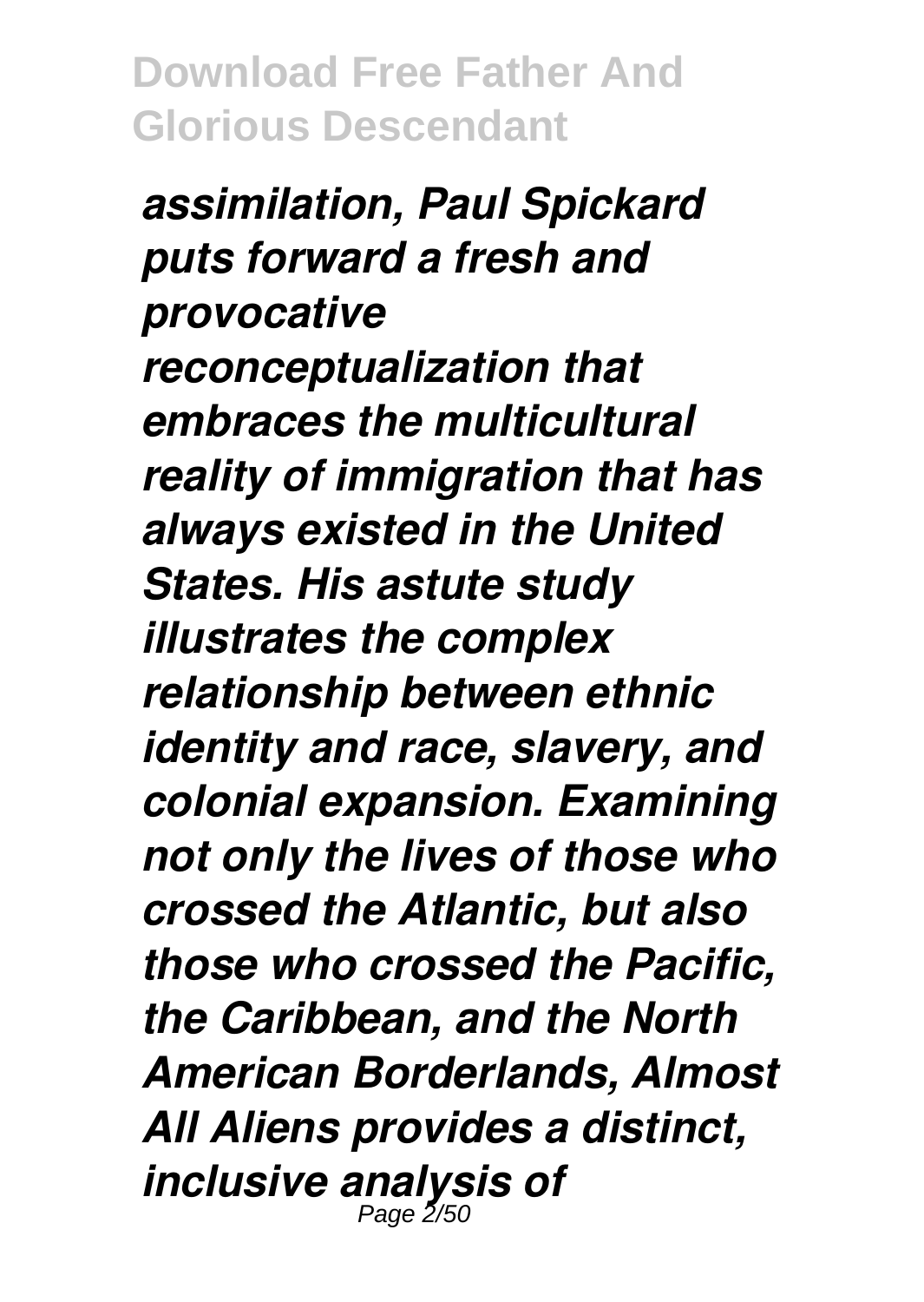*assimilation, Paul Spickard puts forward a fresh and provocative reconceptualization that embraces the multicultural reality of immigration that has always existed in the United States. His astute study illustrates the complex relationship between ethnic identity and race, slavery, and colonial expansion. Examining not only the lives of those who crossed the Atlantic, but also those who crossed the Pacific, the Caribbean, and the North American Borderlands, Almost All Aliens provides a distinct, inclusive analysis of*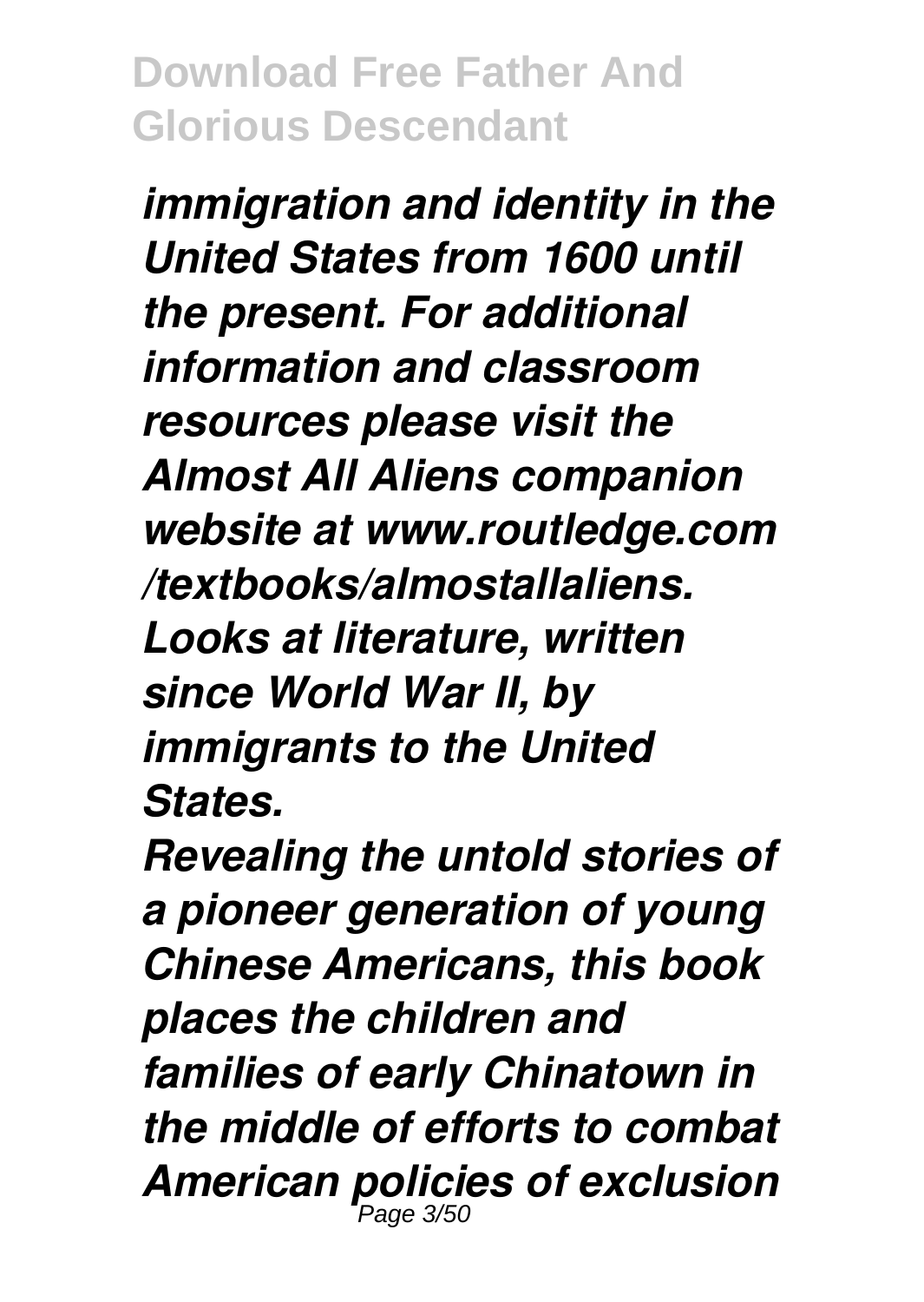*immigration and identity in the United States from 1600 until the present. For additional information and classroom resources please visit the Almost All Aliens companion website at www.routledge.com/textbooks/almostallaliens.*

*Looks at literature, written since World War II, by immigrants to the United States.*

*Revealing the untold stories of a pioneer generation of young Chinese Americans, this book places the children and families of early Chinatown in the middle of efforts to combat American policies of exclusion*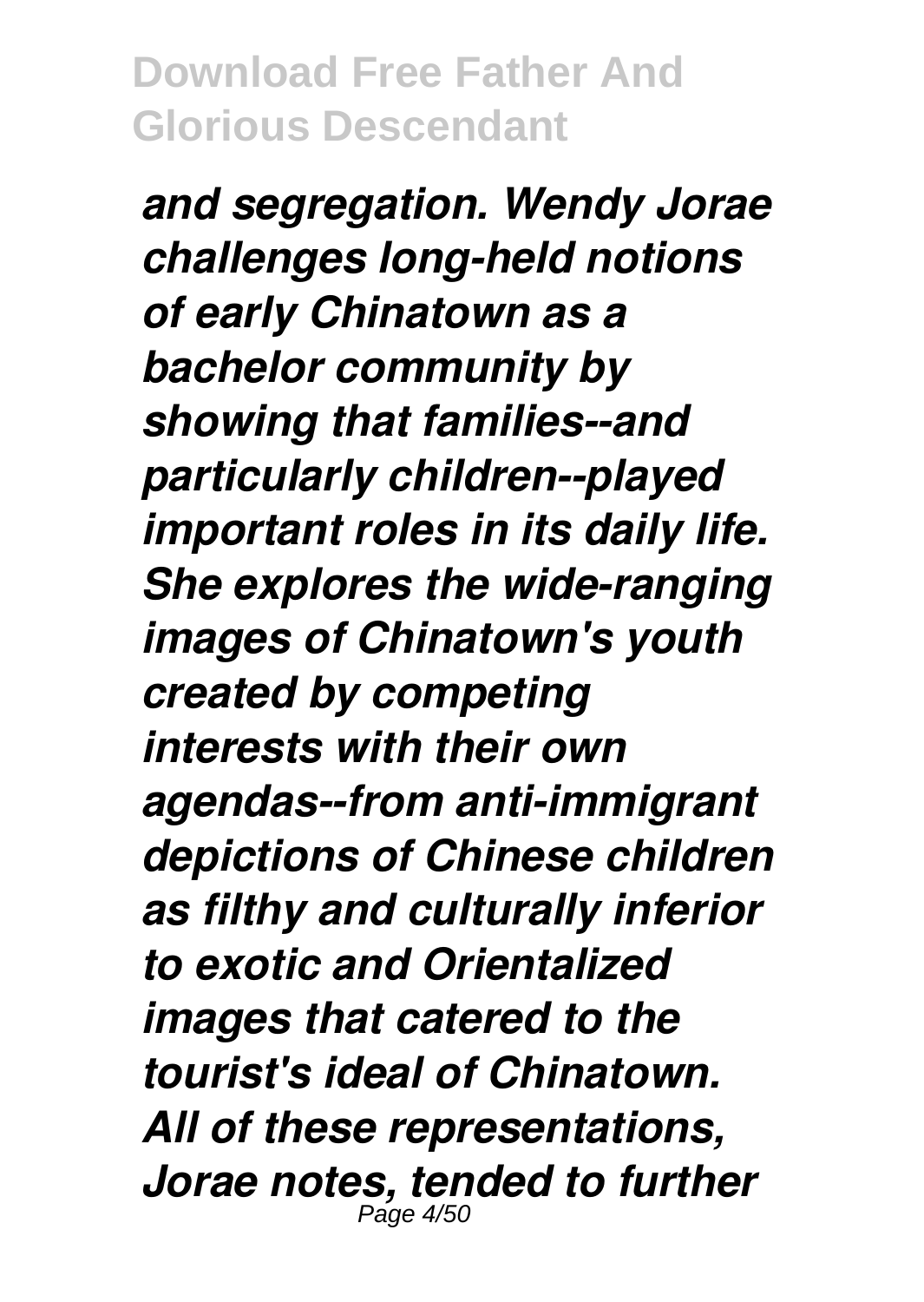*and segregation. Wendy Jorae challenges long-held notions of early Chinatown as a bachelor community by showing that families--and particularly children--played important roles in its daily life. She explores the wide-ranging images of Chinatown's youth created by competing interests with their own agendas--from anti-immigrant depictions of Chinese children as filthy and culturally inferior to exotic and Orientalized images that catered to the tourist's ideal of Chinatown. All of these representations, Jorae notes, tended to further*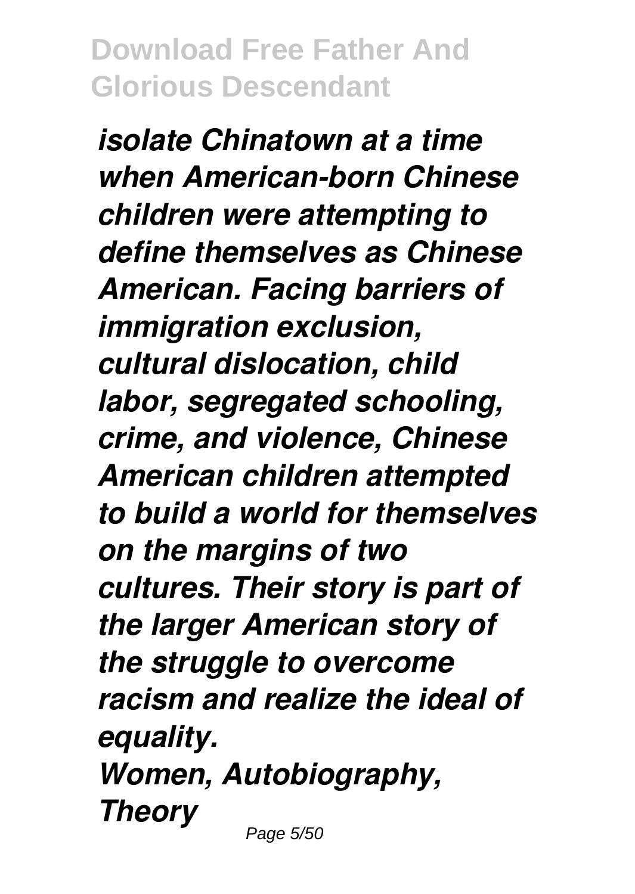*isolate Chinatown at a time when American-born Chinese children were attempting to define themselves as Chinese American. Facing barriers of immigration exclusion, cultural dislocation, child labor, segregated schooling, crime, and violence, Chinese American children attempted to build a world for themselves on the margins of two cultures. Their story is part of the larger American story of the struggle to overcome racism and realize the ideal of equality.*

***Women, Autobiography, Theory***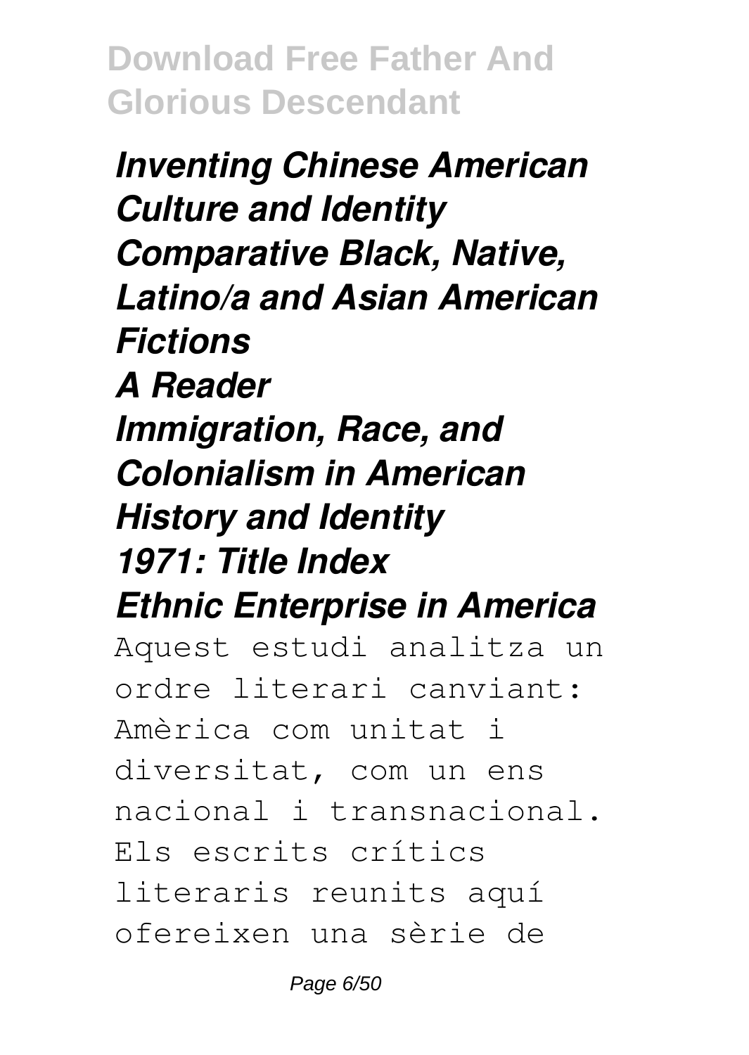*Inventing Chinese American Culture and Identity*
*Comparative Black, Native, Latino/a and Asian American Fictions*
*A Reader*
*Immigration, Race, and Colonialism in American History and Identity*
*1971: Title Index*
*Ethnic Enterprise in America*

Aquest estudi analitza un ordre literari canviant: Amèrica com unitat i diversitat, com un ens nacional i transnacional. Els escrits crítics literaris reunits aquí ofereixen una sèrie de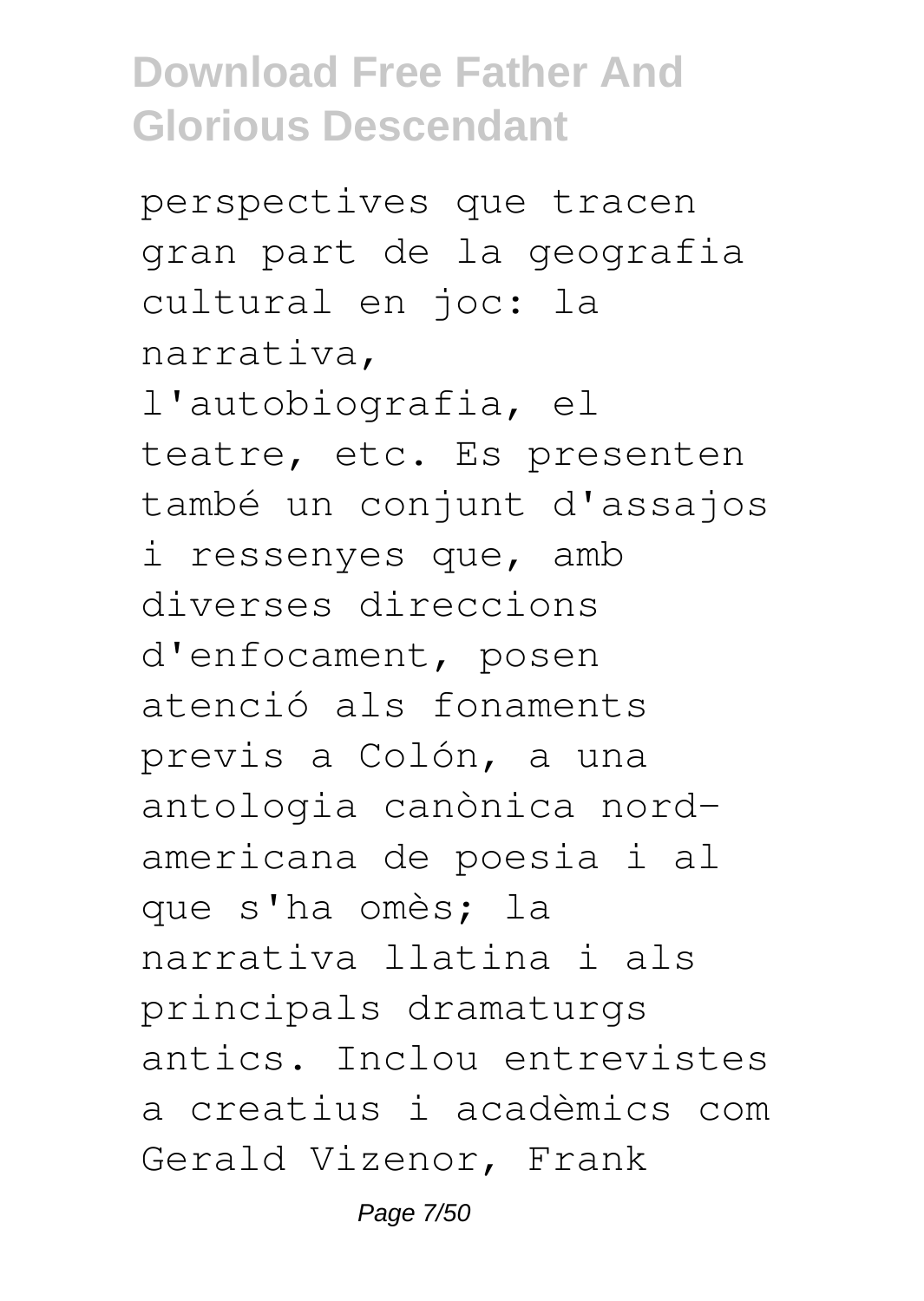perspectives que tracen gran part de la geografia cultural en joc: la narrativa, l'autobiografia, el teatre, etc. Es presenten també un conjunt d'assajos i ressenyes que, amb diverses direccions d'enfocament, posen atenció als fonaments previs a Colón, a una antologia canònica nord-americana de poesia i al que s'ha omès; la narrativa llatina i als principals dramaturgs antics. Inclou entrevistes a creatius i acadèmics com Gerald Vizenor, Frank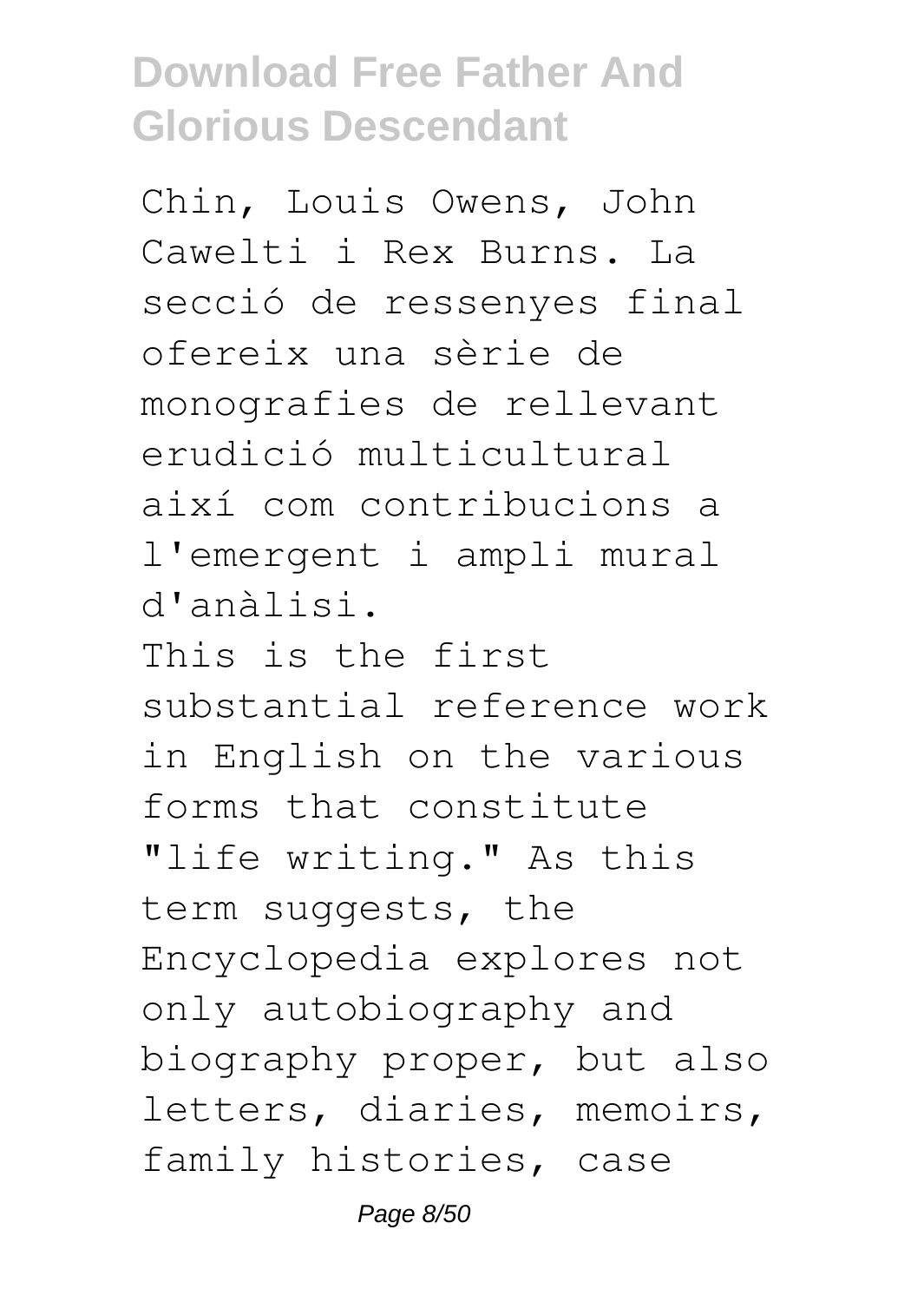Chin, Louis Owens, John Cawelti i Rex Burns. La secció de ressenyes final ofereix una sèrie de monografies de rellevant erudició multicultural així com contribucions a l'emergent i ampli mural d'anàlisi.

This is the first substantial reference work in English on the various forms that constitute "life writing." As this term suggests, the Encyclopedia explores not only autobiography and biography proper, but also letters, diaries, memoirs, family histories, case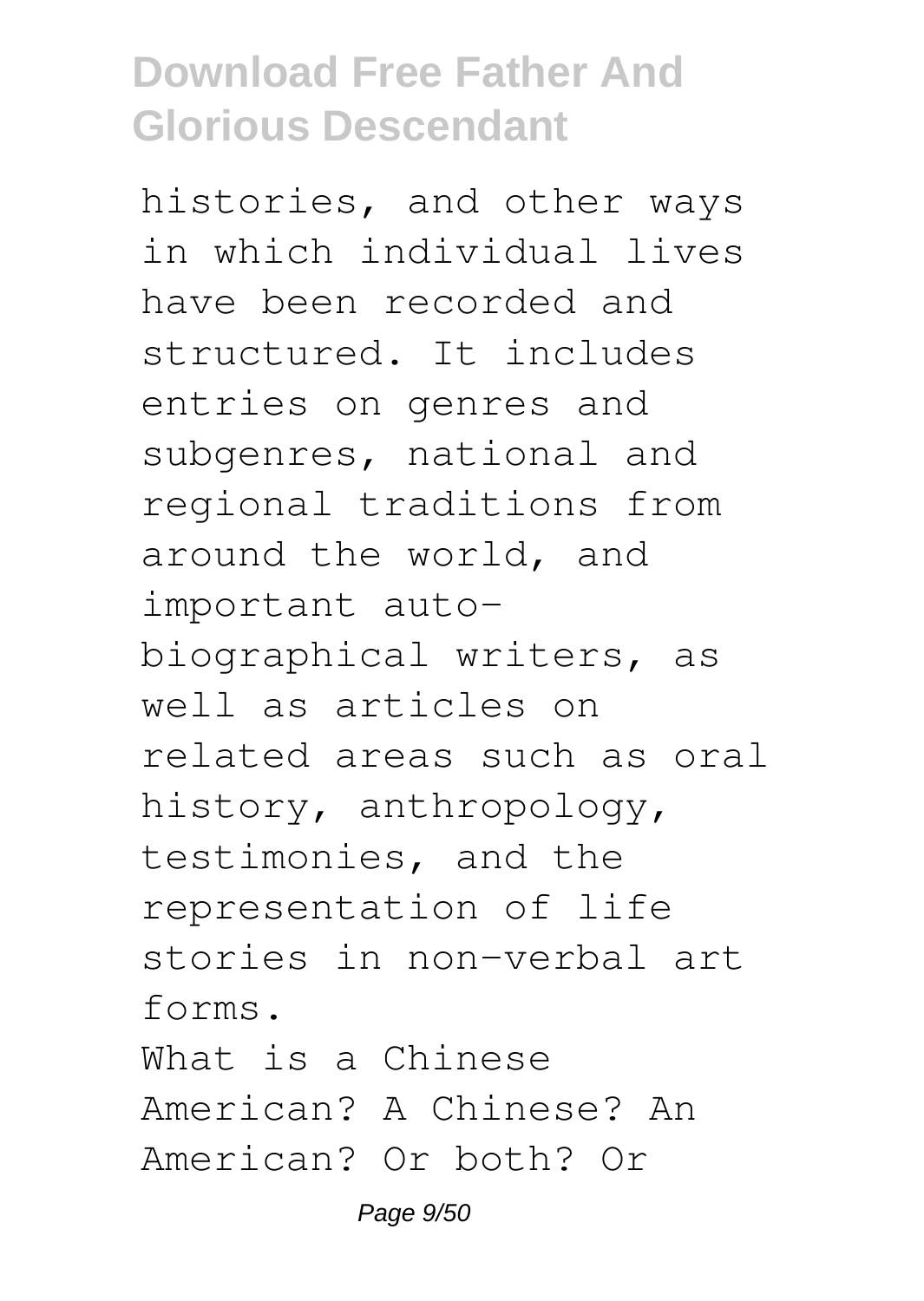histories, and other ways in which individual lives have been recorded and structured. It includes entries on genres and subgenres, national and regional traditions from around the world, and important auto-biographical writers, as well as articles on related areas such as oral history, anthropology, testimonies, and the representation of life stories in non-verbal art forms.

What is a Chinese American? A Chinese? An American? Or both? Or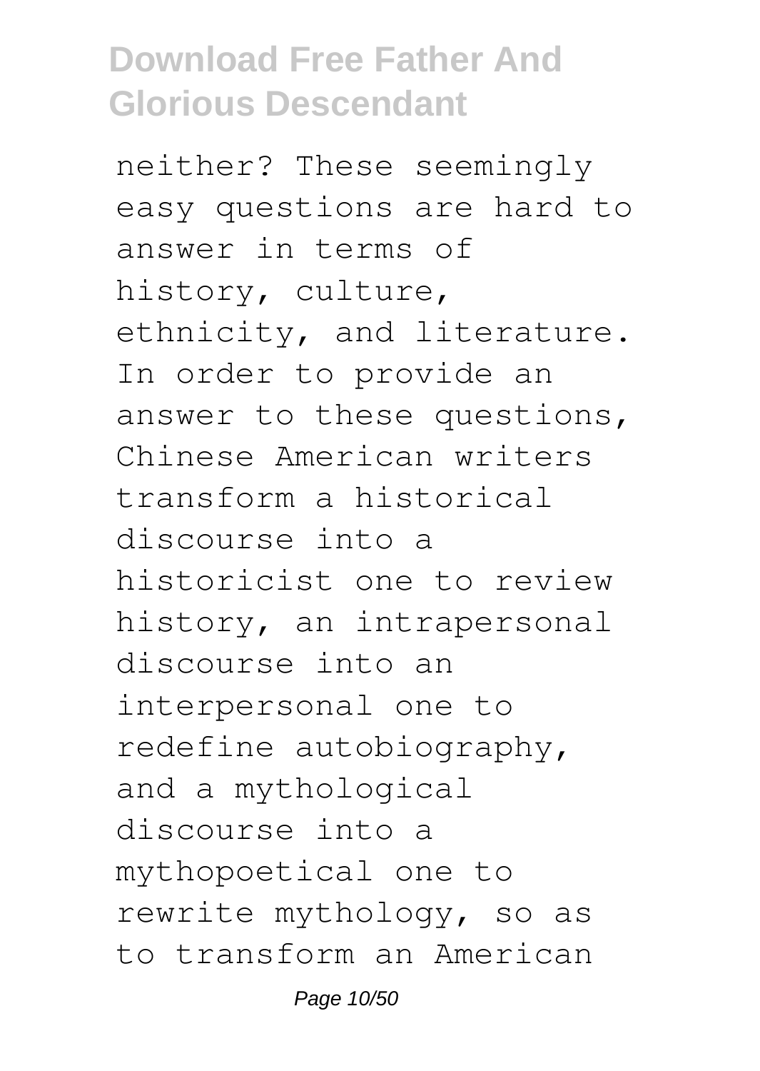neither? These seemingly easy questions are hard to answer in terms of history, culture, ethnicity, and literature. In order to provide an answer to these questions, Chinese American writers transform a historical discourse into a historicist one to review history, an intrapersonal discourse into an interpersonal one to redefine autobiography, and a mythological discourse into a mythopoetical one to rewrite mythology, so as to transform an American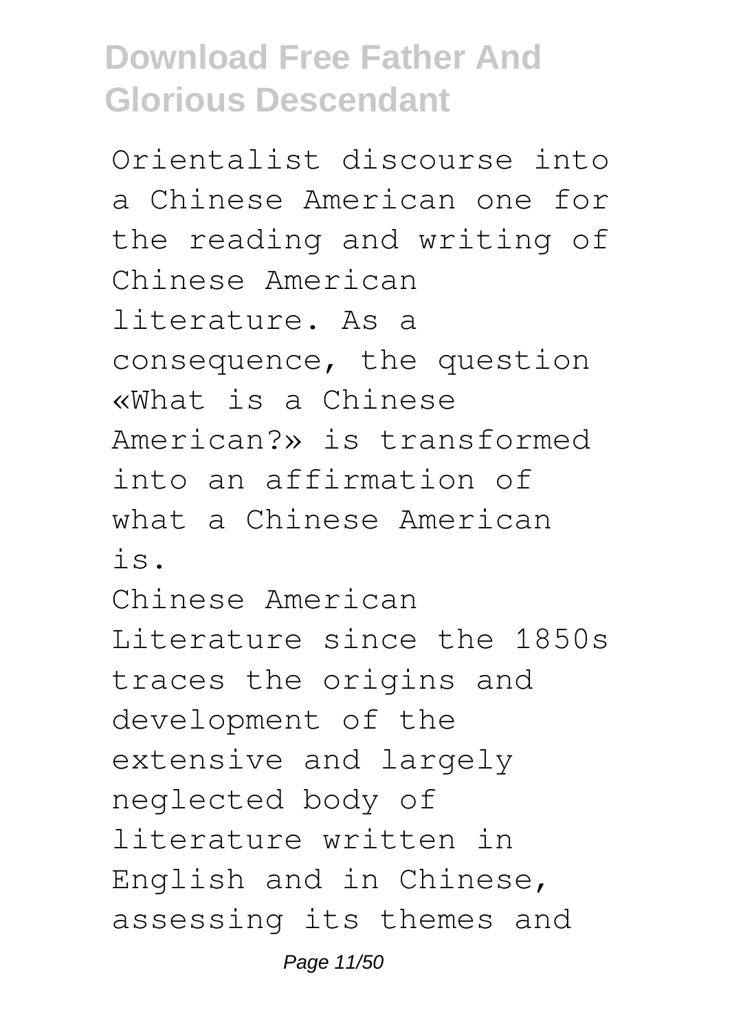Orientalist discourse into a Chinese American one for the reading and writing of Chinese American literature. As a consequence, the question «What is a Chinese American?» is transformed into an affirmation of what a Chinese American is.

Chinese American Literature since the 1850s traces the origins and development of the extensive and largely neglected body of literature written in English and in Chinese, assessing its themes and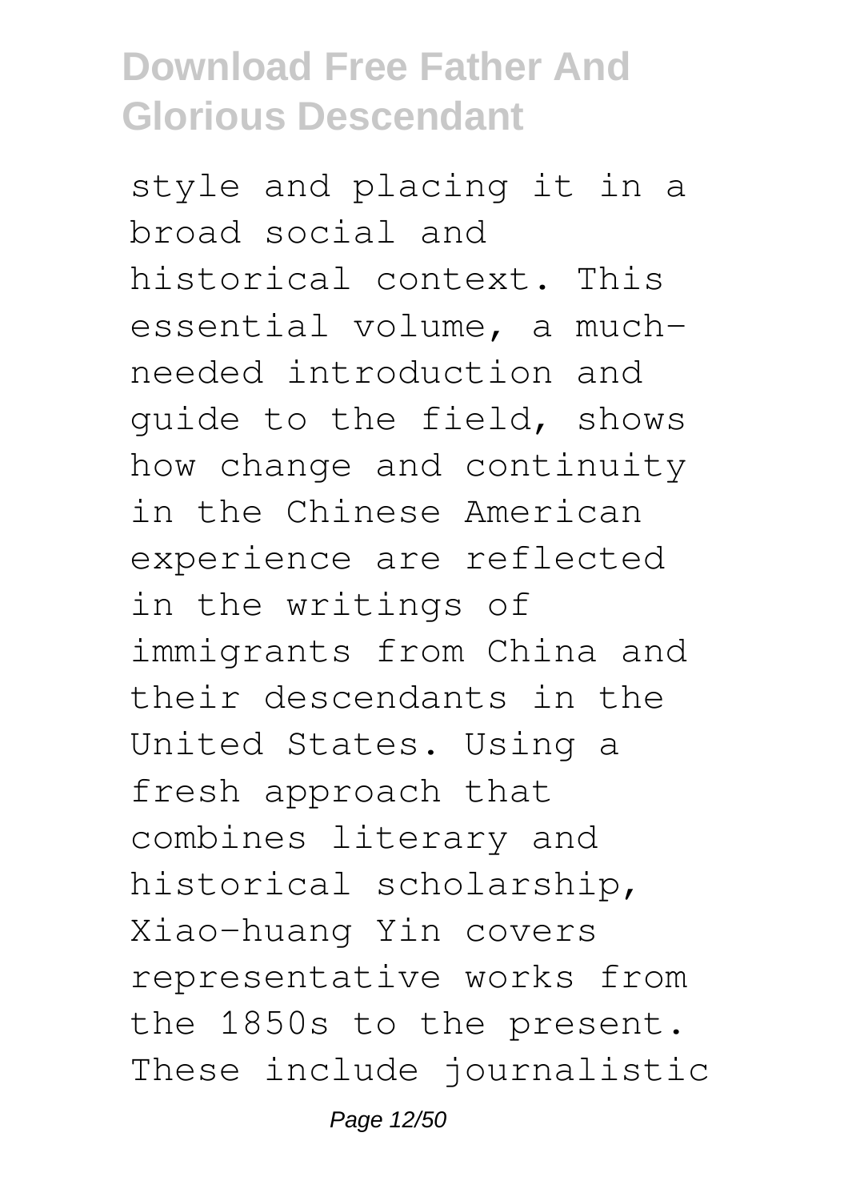style and placing it in a broad social and historical context. This essential volume, a much-needed introduction and guide to the field, shows how change and continuity in the Chinese American experience are reflected in the writings of immigrants from China and their descendants in the United States. Using a fresh approach that combines literary and historical scholarship, Xiao-huang Yin covers representative works from the 1850s to the present. These include journalistic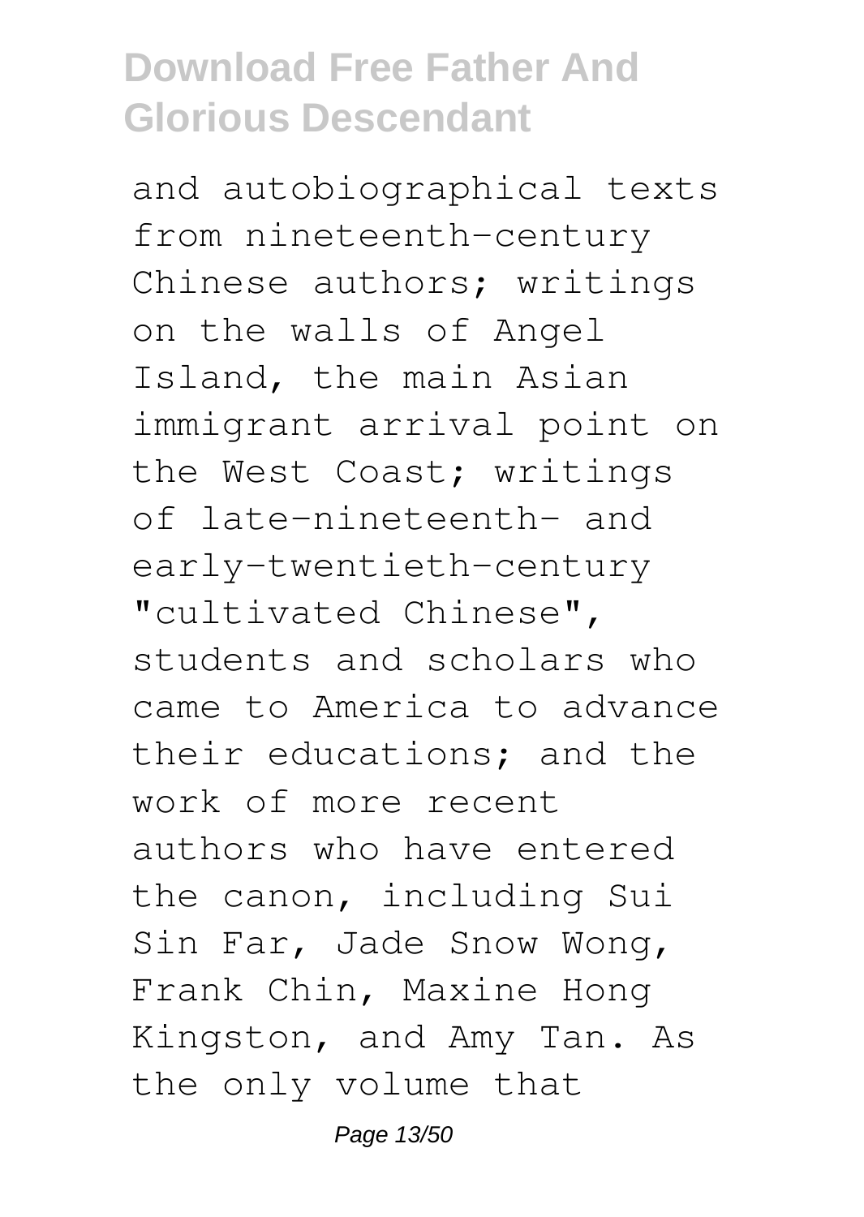and autobiographical texts from nineteenth-century Chinese authors; writings on the walls of Angel Island, the main Asian immigrant arrival point on the West Coast; writings of late-nineteenth- and early-twentieth-century "cultivated Chinese", students and scholars who came to America to advance their educations; and the work of more recent authors who have entered the canon, including Sui Sin Far, Jade Snow Wong, Frank Chin, Maxine Hong Kingston, and Amy Tan. As the only volume that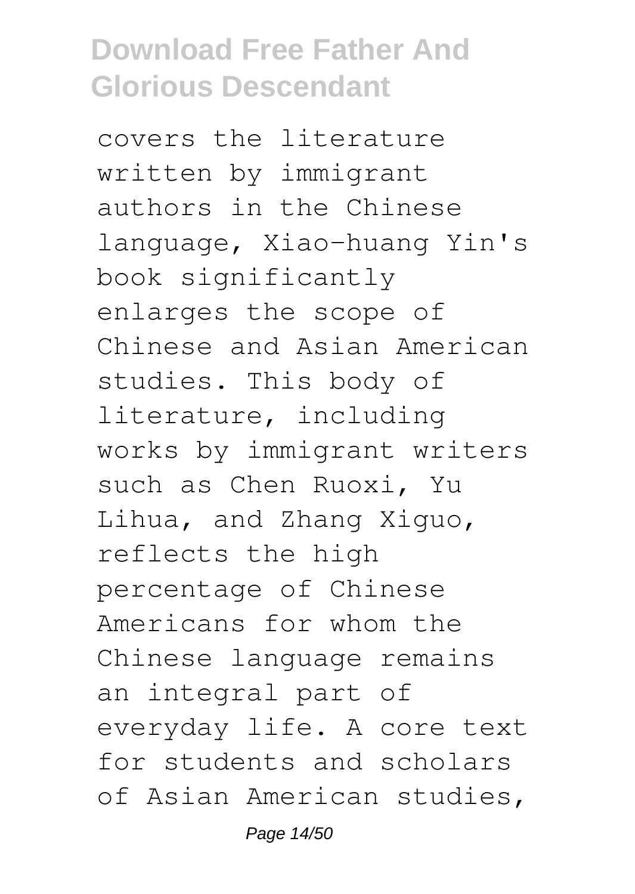covers the literature written by immigrant authors in the Chinese language, Xiao-huang Yin's book significantly enlarges the scope of Chinese and Asian American studies. This body of literature, including works by immigrant writers such as Chen Ruoxi, Yu Lihua, and Zhang Xiguo, reflects the high percentage of Chinese Americans for whom the Chinese language remains an integral part of everyday life. A core text for students and scholars of Asian American studies,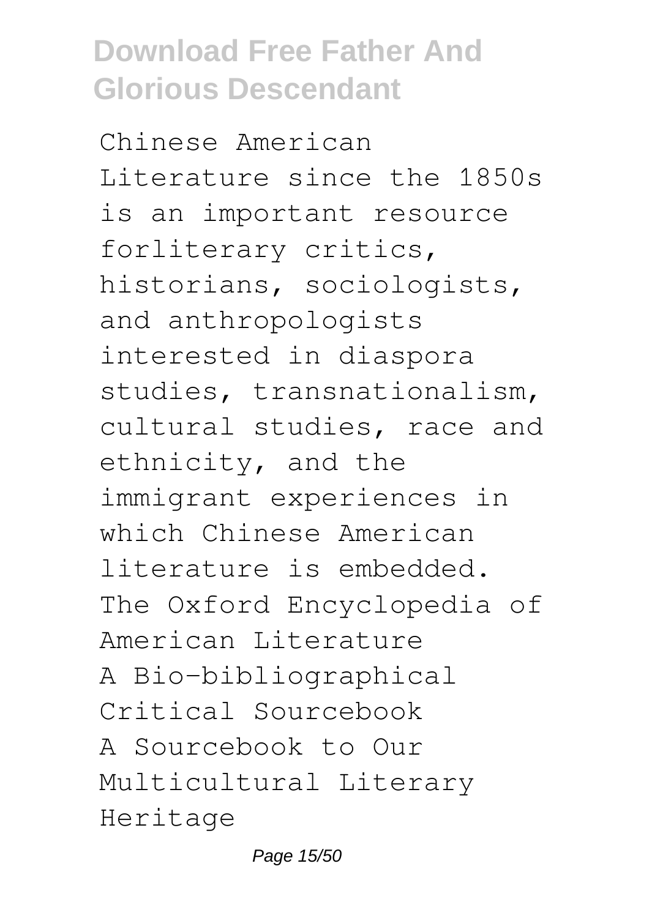Chinese American Literature since the 1850s is an important resource forliterary critics, historians, sociologists, and anthropologists interested in diaspora studies, transnationalism, cultural studies, race and ethnicity, and the immigrant experiences in which Chinese American literature is embedded.

The Oxford Encyclopedia of American Literature

A Bio-bibliographical Critical Sourcebook

A Sourcebook to Our Multicultural Literary Heritage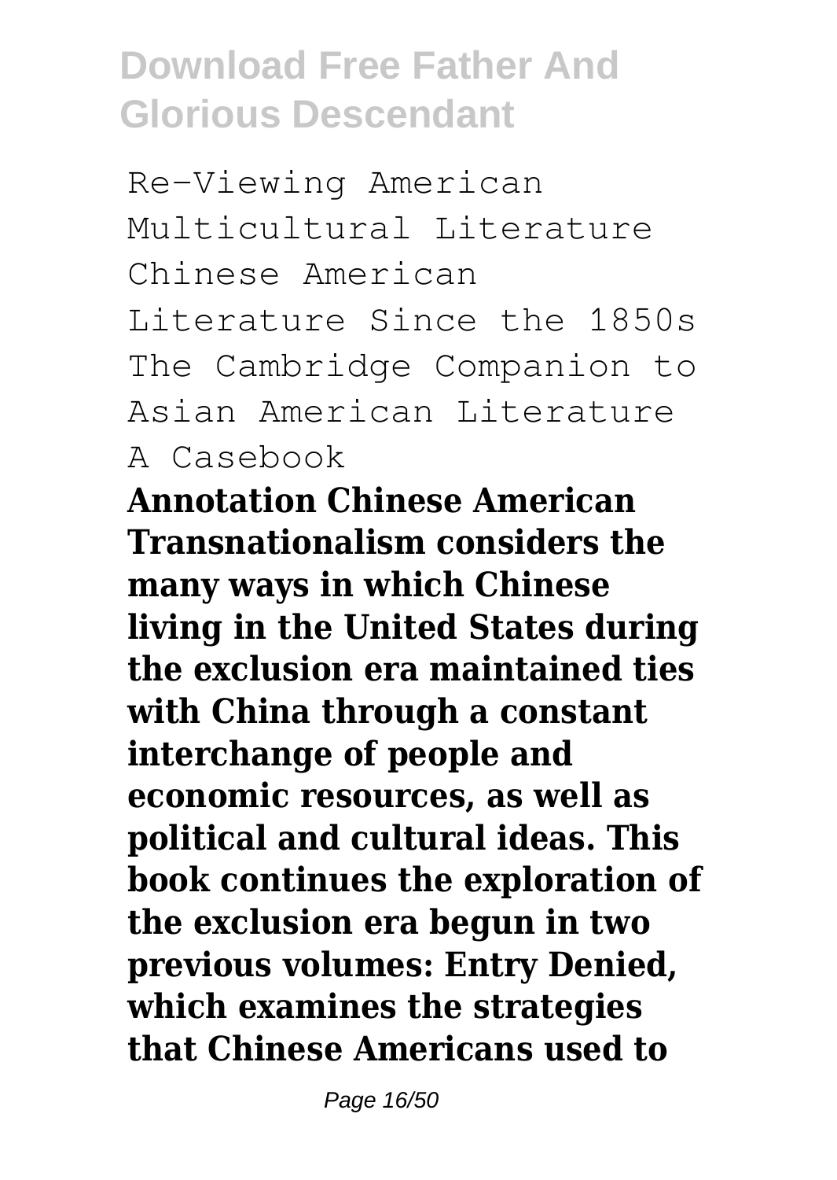Re-Viewing American Multicultural Literature
Chinese American Literature Since the 1850s
The Cambridge Companion to Asian American Literature
A Casebook

**Annotation Chinese American Transnationalism considers the many ways in which Chinese living in the United States during the exclusion era maintained ties with China through a constant interchange of people and economic resources, as well as political and cultural ideas. This book continues the exploration of the exclusion era begun in two previous volumes: Entry Denied, which examines the strategies that Chinese Americans used to**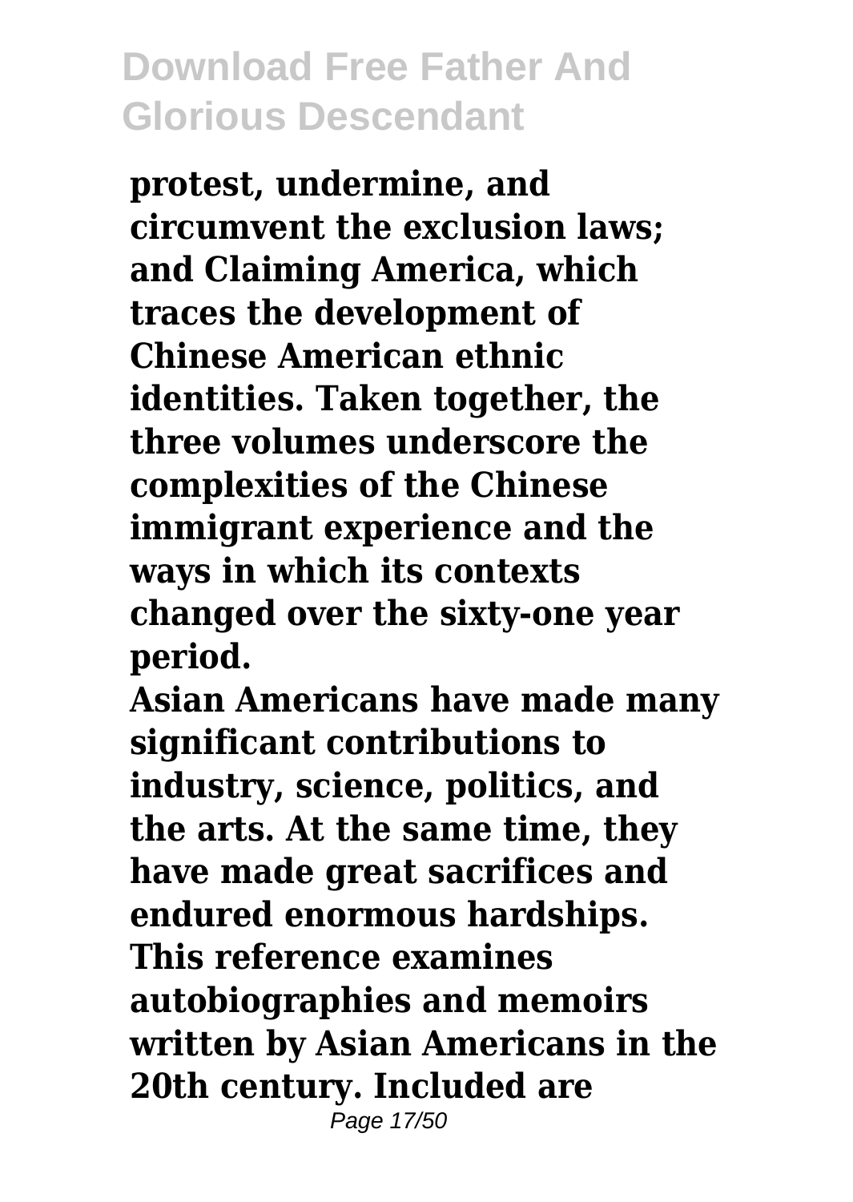**protest, undermine, and circumvent the exclusion laws; and Claiming America, which traces the development of Chinese American ethnic identities. Taken together, the three volumes underscore the complexities of the Chinese immigrant experience and the ways in which its contexts changed over the sixty-one year period.**

**Asian Americans have made many significant contributions to industry, science, politics, and the arts. At the same time, they have made great sacrifices and endured enormous hardships. This reference examines autobiographies and memoirs written by Asian Americans in the 20th century. Included are**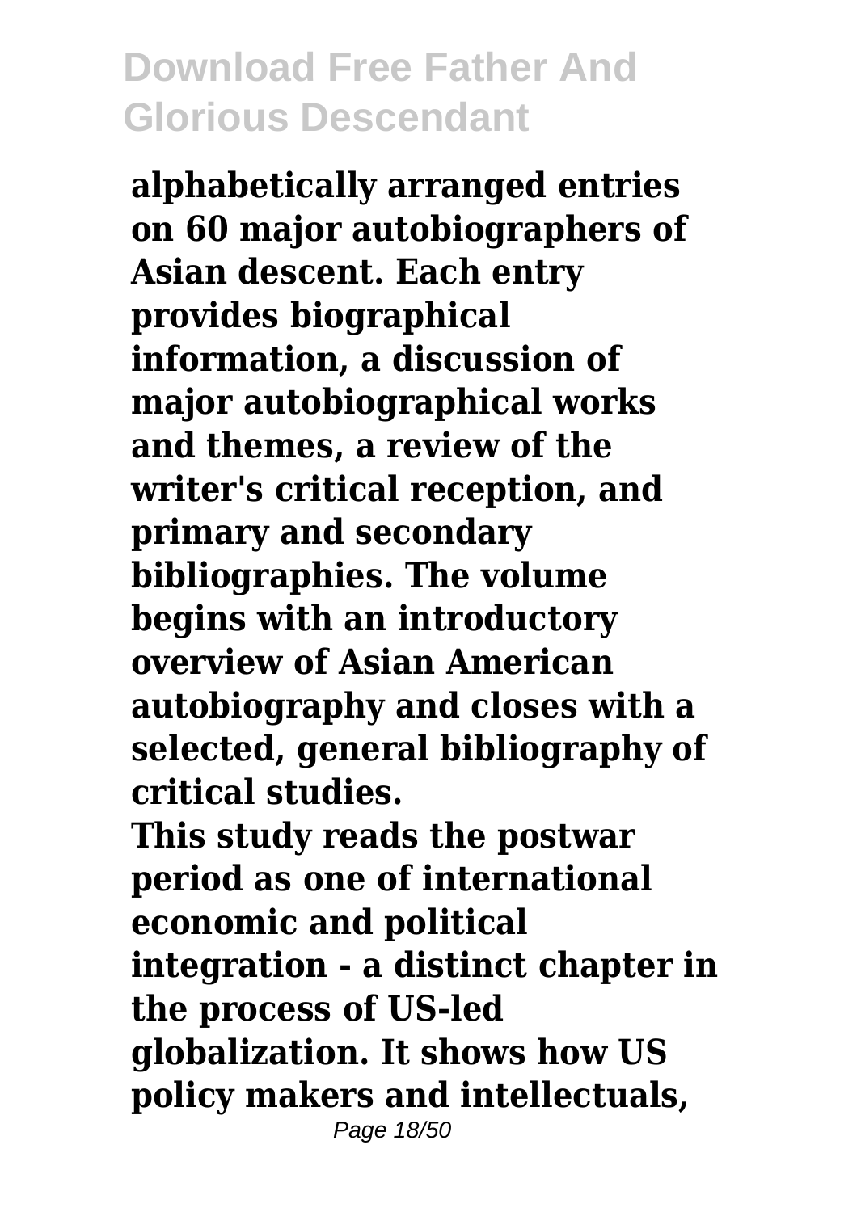**alphabetically arranged entries on 60 major autobiographers of Asian descent. Each entry provides biographical information, a discussion of major autobiographical works and themes, a review of the writer's critical reception, and primary and secondary bibliographies. The volume begins with an introductory overview of Asian American autobiography and closes with a selected, general bibliography of critical studies.**

**This study reads the postwar period as one of international economic and political integration - a distinct chapter in the process of US-led globalization. It shows how US policy makers and intellectuals,**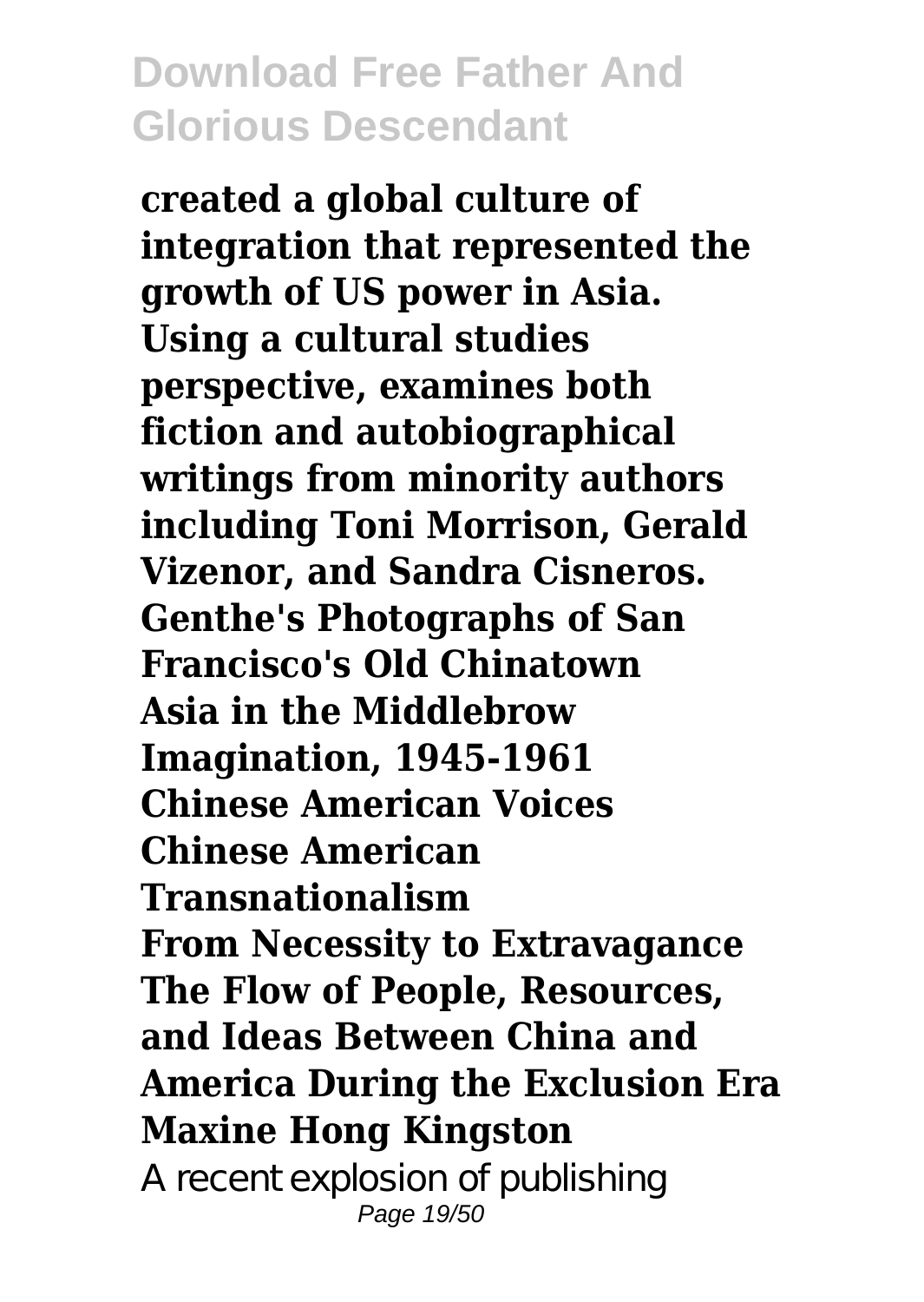**created a global culture of integration that represented the growth of US power in Asia. Using a cultural studies perspective, examines both fiction and autobiographical writings from minority authors including Toni Morrison, Gerald Vizenor, and Sandra Cisneros.**

**Genthe's Photographs of San Francisco's Old Chinatown**

**Asia in the Middlebrow Imagination, 1945-1961**

**Chinese American Voices**

**Chinese American Transnationalism**

**From Necessity to Extravagance**

**The Flow of People, Resources, and Ideas Between China and America During the Exclusion Era**

**Maxine Hong Kingston**

A recent explosion of publishing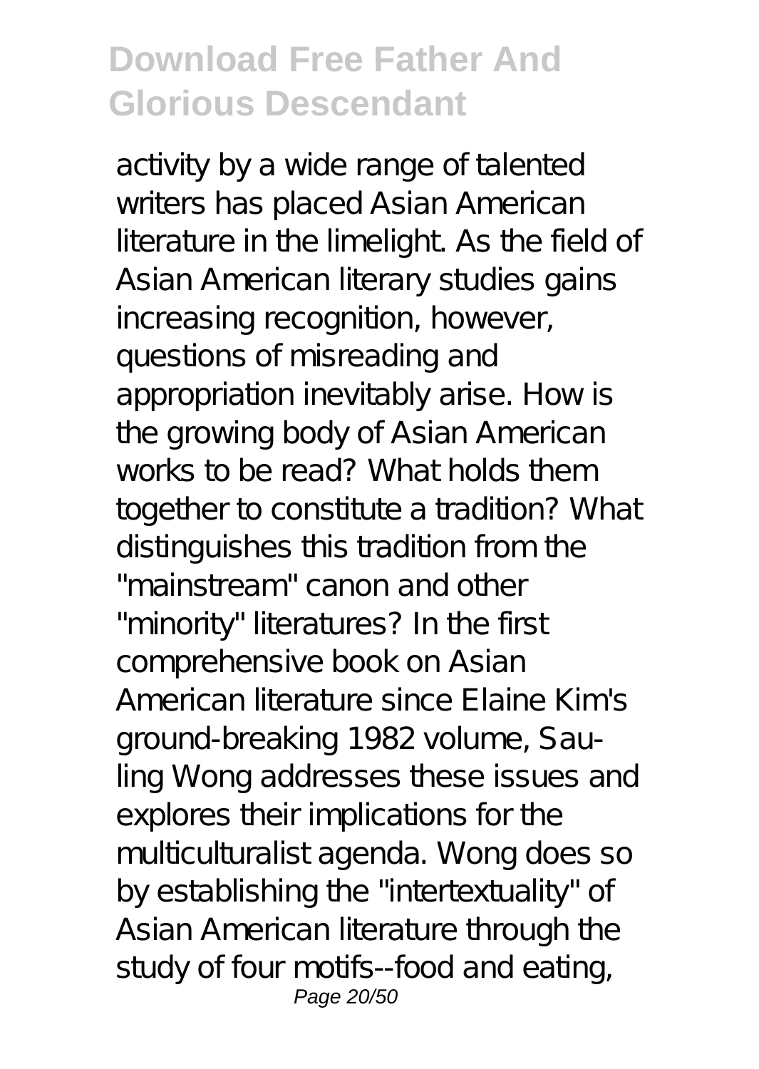activity by a wide range of talented writers has placed Asian American literature in the limelight. As the field of Asian American literary studies gains increasing recognition, however, questions of misreading and appropriation inevitably arise. How is the growing body of Asian American works to be read? What holds them together to constitute a tradition? What distinguishes this tradition from the "mainstream" canon and other "minority" literatures? In the first comprehensive book on Asian American literature since Elaine Kim's ground-breaking 1982 volume, Sau-ling Wong addresses these issues and explores their implications for the multiculturalist agenda. Wong does so by establishing the "intertextuality" of Asian American literature through the study of four motifs--food and eating,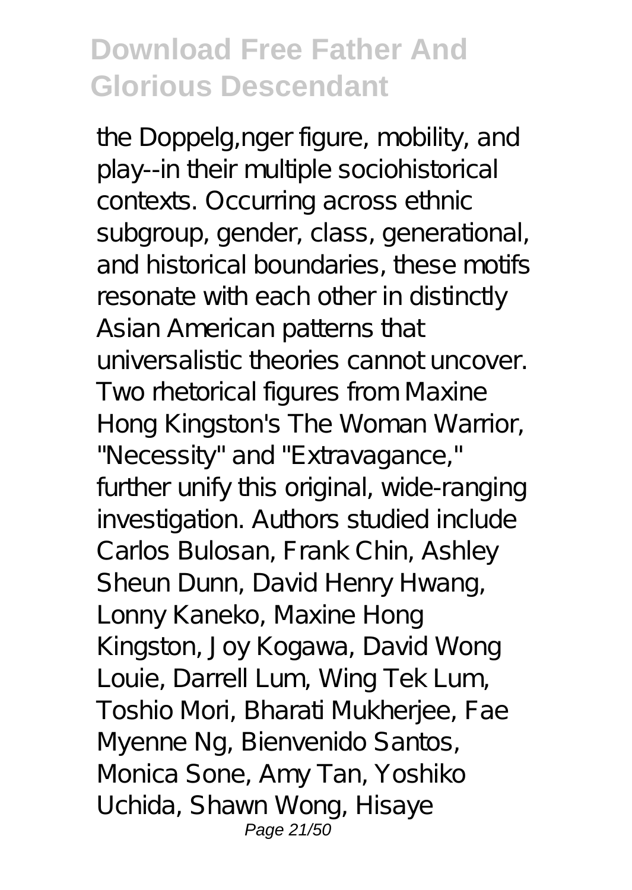the Doppelg,nger figure, mobility, and play--in their multiple sociohistorical contexts. Occurring across ethnic subgroup, gender, class, generational, and historical boundaries, these motifs resonate with each other in distinctly Asian American patterns that universalistic theories cannot uncover. Two rhetorical figures from Maxine Hong Kingston's The Woman Warrior, "Necessity" and "Extravagance," further unify this original, wide-ranging investigation. Authors studied include Carlos Bulosan, Frank Chin, Ashley Sheun Dunn, David Henry Hwang, Lonny Kaneko, Maxine Hong Kingston, Joy Kogawa, David Wong Louie, Darrell Lum, Wing Tek Lum, Toshio Mori, Bharati Mukherjee, Fae Myenne Ng, Bienvenido Santos, Monica Sone, Amy Tan, Yoshiko Uchida, Shawn Wong, Hisaye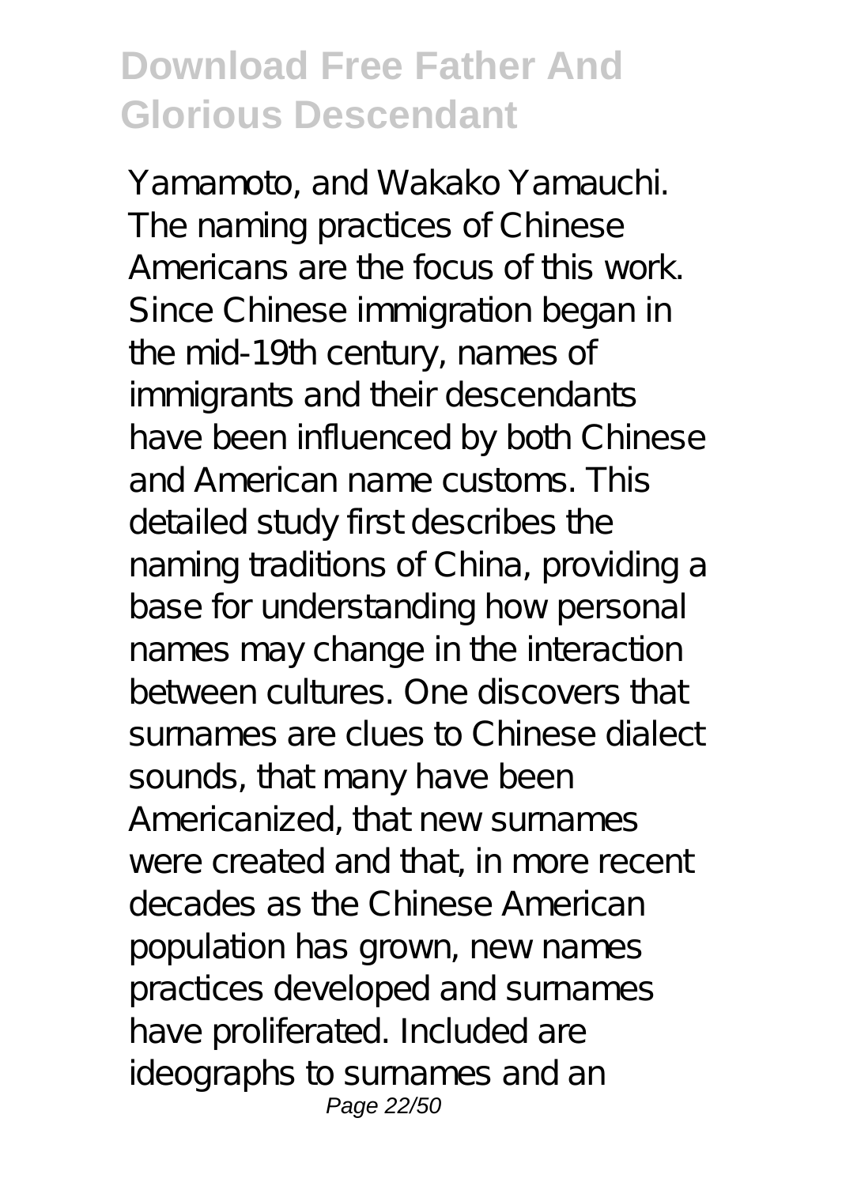Yamamoto, and Wakako Yamauchi. The naming practices of Chinese Americans are the focus of this work. Since Chinese immigration began in the mid-19th century, names of immigrants and their descendants have been influenced by both Chinese and American name customs. This detailed study first describes the naming traditions of China, providing a base for understanding how personal names may change in the interaction between cultures. One discovers that surnames are clues to Chinese dialect sounds, that many have been Americanized, that new surnames were created and that, in more recent decades as the Chinese American population has grown, new names practices developed and surnames have proliferated. Included are ideographs to surnames and an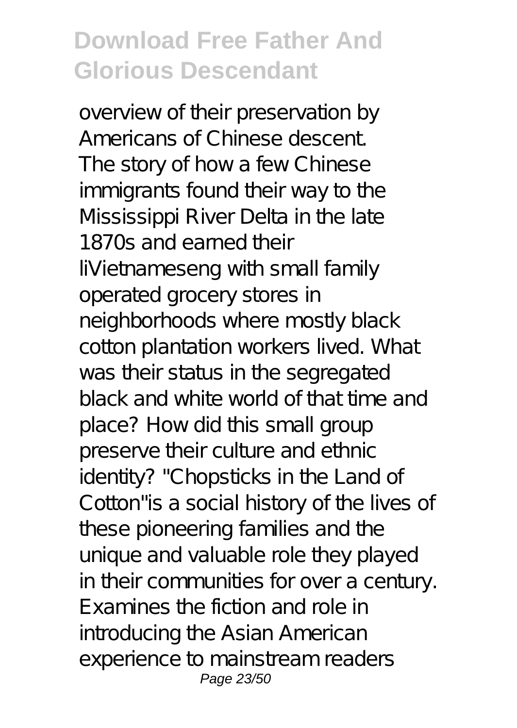overview of their preservation by Americans of Chinese descent.

The story of how a few Chinese immigrants found their way to the Mississippi River Delta in the late 1870s and earned their liVietnameseng with small family operated grocery stores in neighborhoods where mostly black cotton plantation workers lived. What was their status in the segregated black and white world of that time and place? How did this small group preserve their culture and ethnic identity? "Chopsticks in the Land of Cotton"is a social history of the lives of these pioneering families and the unique and valuable role they played in their communities for over a century.

Examines the fiction and role in introducing the Asian American experience to mainstream readers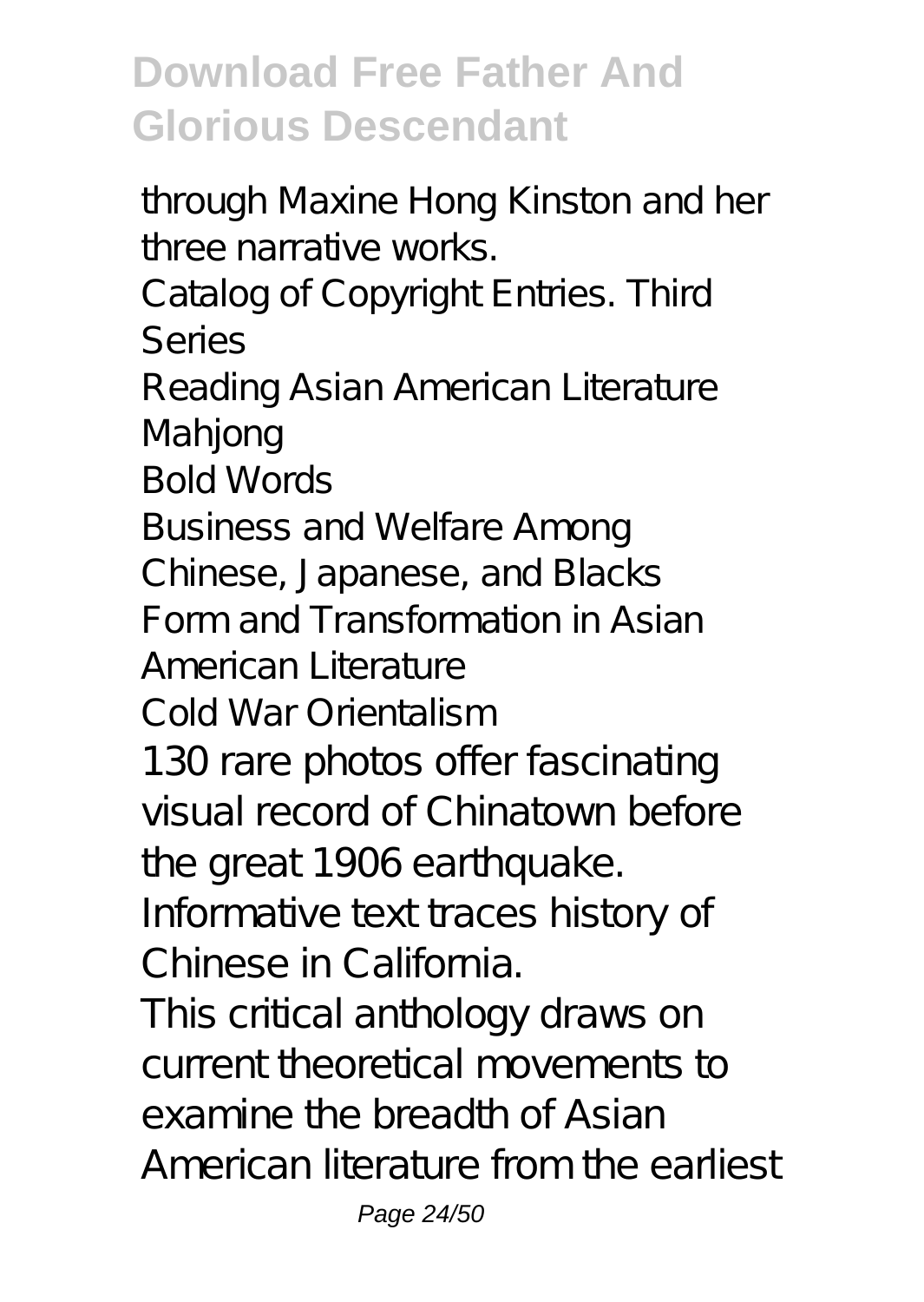through Maxine Hong Kinston and her three narrative works.

Catalog of Copyright Entries. Third Series

Reading Asian American Literature

Mahjong

Bold Words

Business and Welfare Among Chinese, Japanese, and Blacks

Form and Transformation in Asian American Literature

Cold War Orientalism

130 rare photos offer fascinating visual record of Chinatown before the great 1906 earthquake. Informative text traces history of Chinese in California.

This critical anthology draws on current theoretical movements to examine the breadth of Asian American literature from the earliest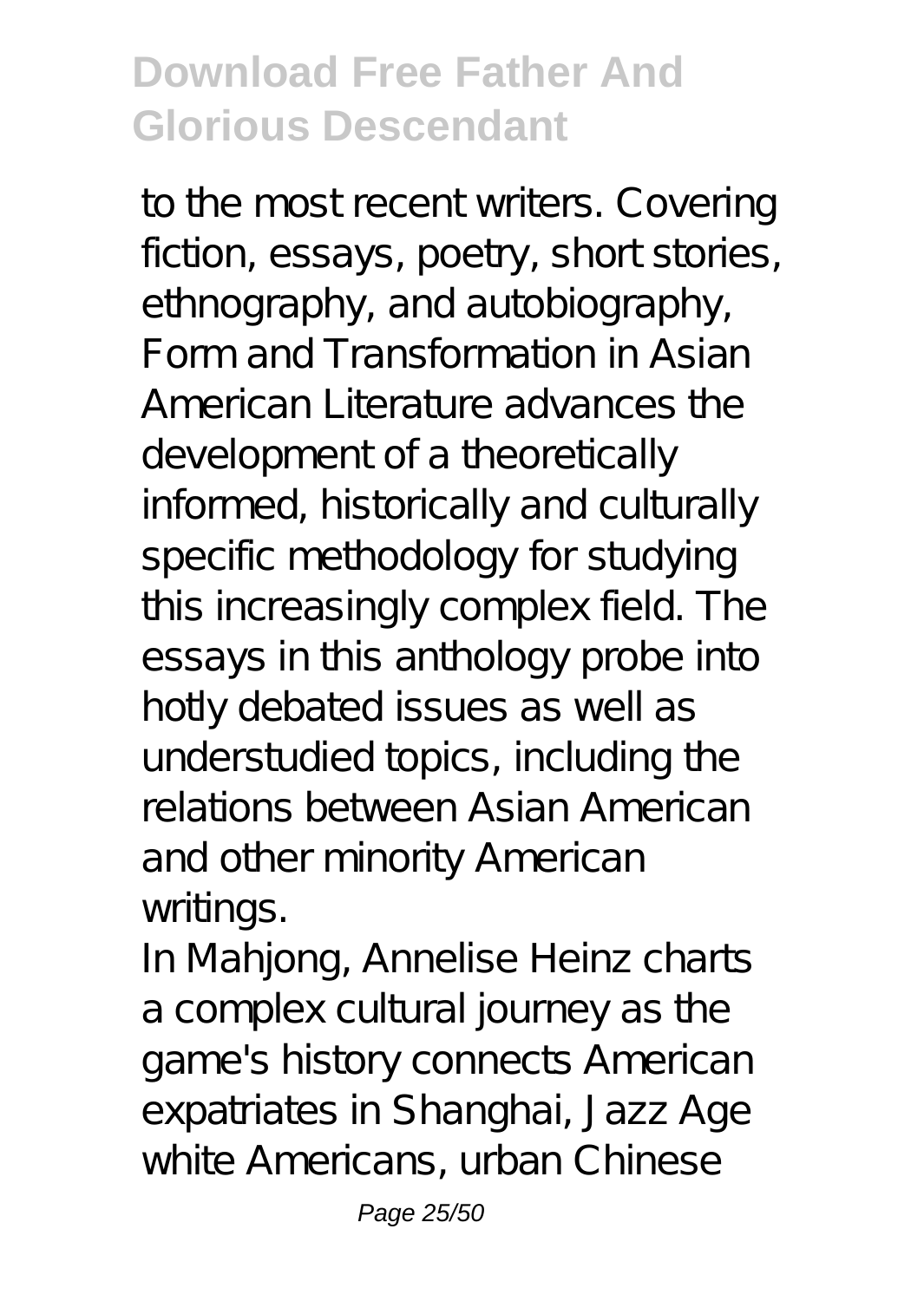to the most recent writers. Covering fiction, essays, poetry, short stories, ethnography, and autobiography, Form and Transformation in Asian American Literature advances the development of a theoretically informed, historically and culturally specific methodology for studying this increasingly complex field. The essays in this anthology probe into hotly debated issues as well as understudied topics, including the relations between Asian American and other minority American writings.

In Mahjong, Annelise Heinz charts a complex cultural journey as the game's history connects American expatriates in Shanghai, Jazz Age white Americans, urban Chinese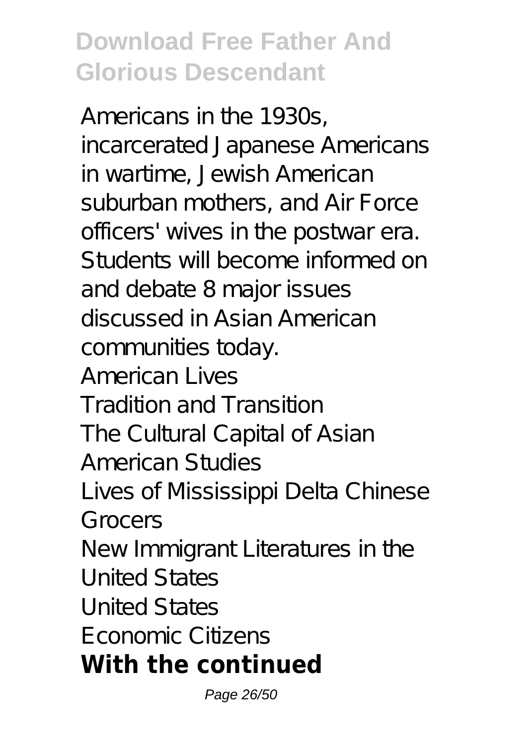Americans in the 1930s, incarcerated Japanese Americans in wartime, Jewish American suburban mothers, and Air Force officers' wives in the postwar era. Students will become informed on and debate 8 major issues discussed in Asian American communities today.

American Lives

Tradition and Transition

The Cultural Capital of Asian American Studies

Lives of Mississippi Delta Chinese Grocers

New Immigrant Literatures in the United States

United States

Economic Citizens

**With the continued**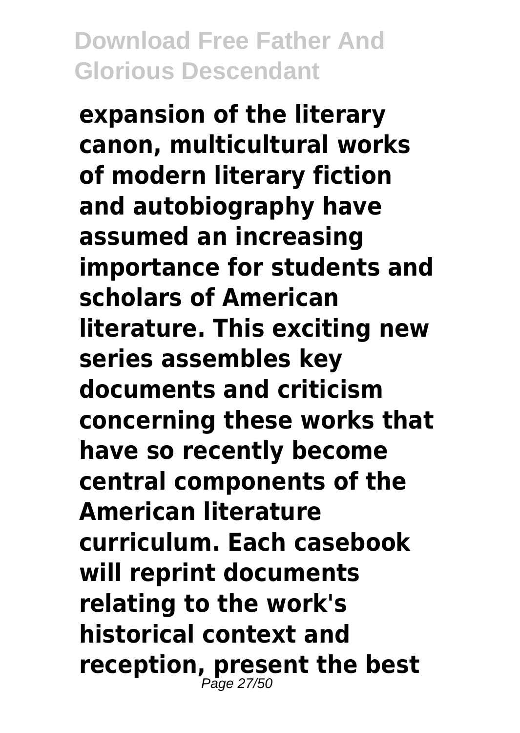**expansion of the literary canon, multicultural works of modern literary fiction and autobiography have assumed an increasing importance for students and scholars of American literature. This exciting new series assembles key documents and criticism concerning these works that have so recently become central components of the American literature curriculum. Each casebook will reprint documents relating to the work's historical context and reception, present the best**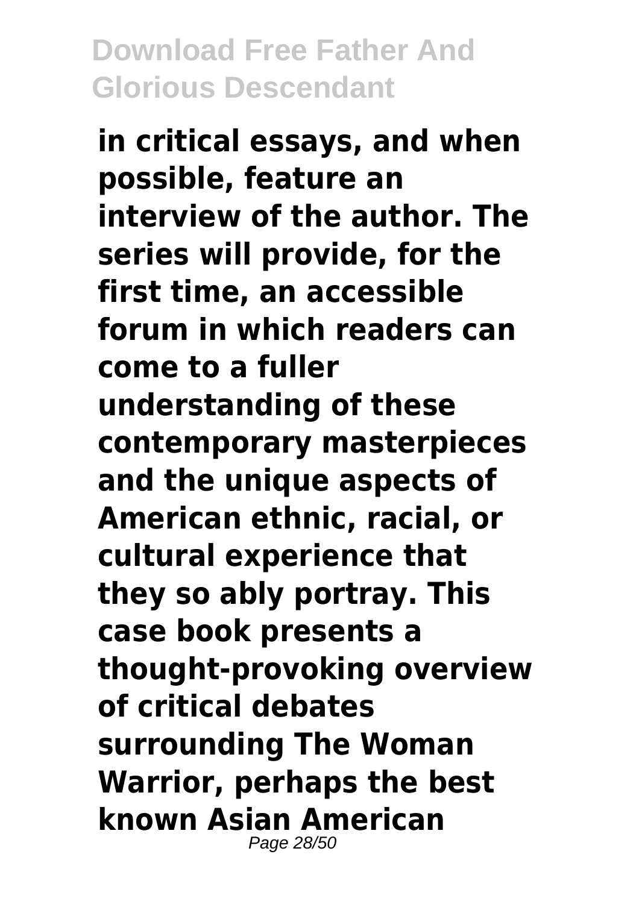**in critical essays, and when possible, feature an interview of the author. The series will provide, for the first time, an accessible forum in which readers can come to a fuller understanding of these contemporary masterpieces and the unique aspects of American ethnic, racial, or cultural experience that they so ably portray. This case book presents a thought-provoking overview of critical debates surrounding The Woman Warrior, perhaps the best known Asian American**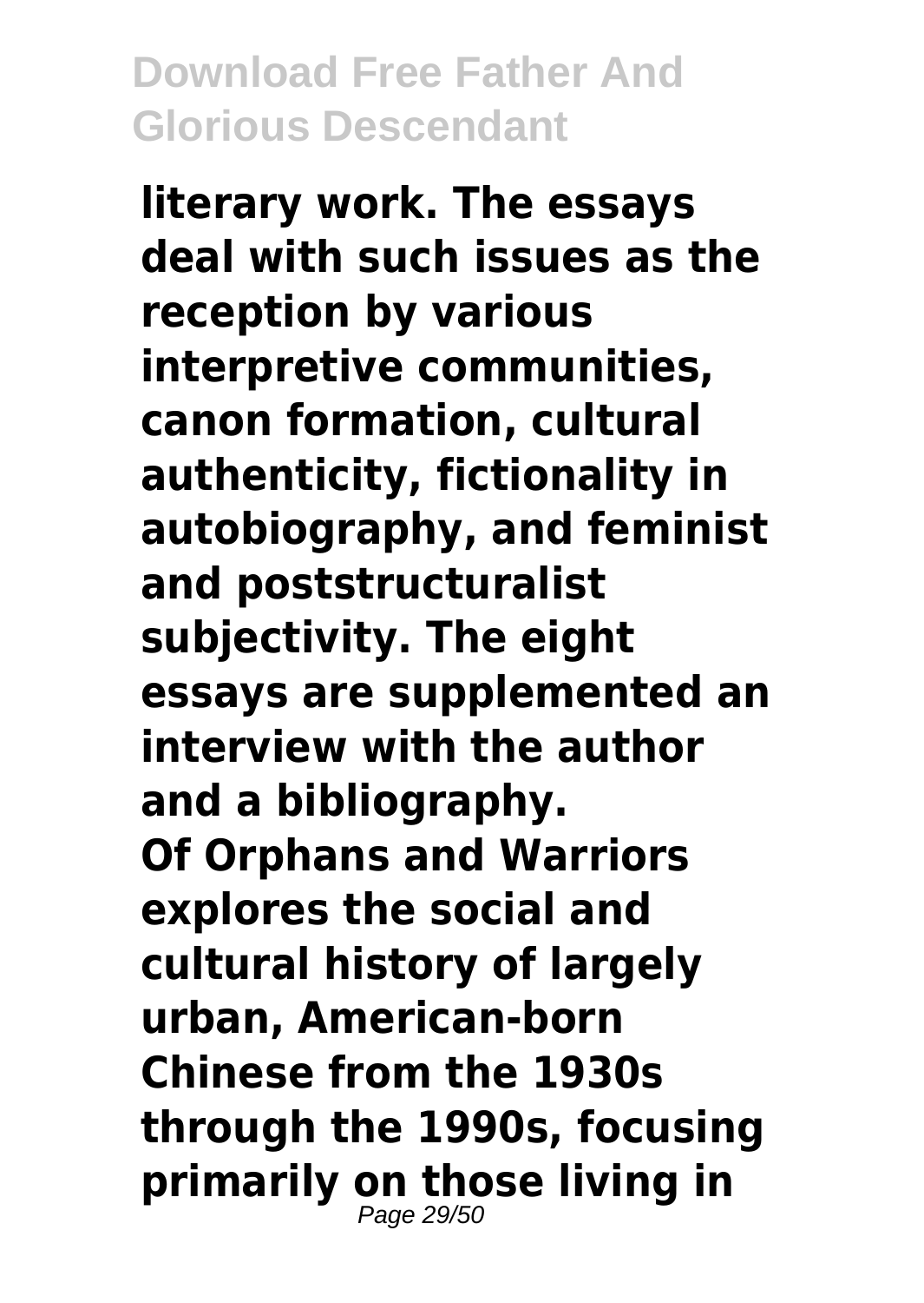**literary work. The essays deal with such issues as the reception by various interpretive communities, canon formation, cultural authenticity, fictionality in autobiography, and feminist and poststructuralist subjectivity. The eight essays are supplemented an interview with the author and a bibliography.**

**Of Orphans and Warriors explores the social and cultural history of largely urban, American-born Chinese from the 1930s through the 1990s, focusing primarily on those living in**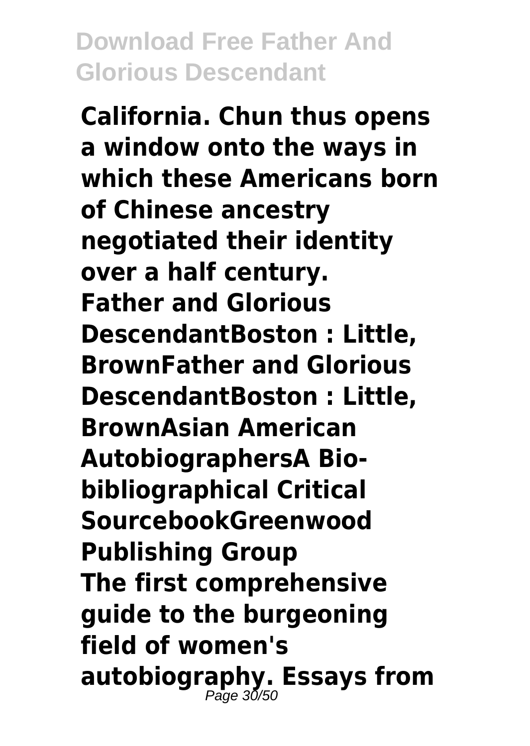**California. Chun thus opens a window onto the ways in which these Americans born of Chinese ancestry negotiated their identity over a half century.**
**Father and Glorious DescendantBoston : Little, BrownFather and Glorious DescendantBoston : Little, BrownAsian American AutobiographersA Bio-bibliographical Critical SourcebookGreenwood Publishing Group**
**The first comprehensive guide to the burgeoning field of women's autobiography. Essays from**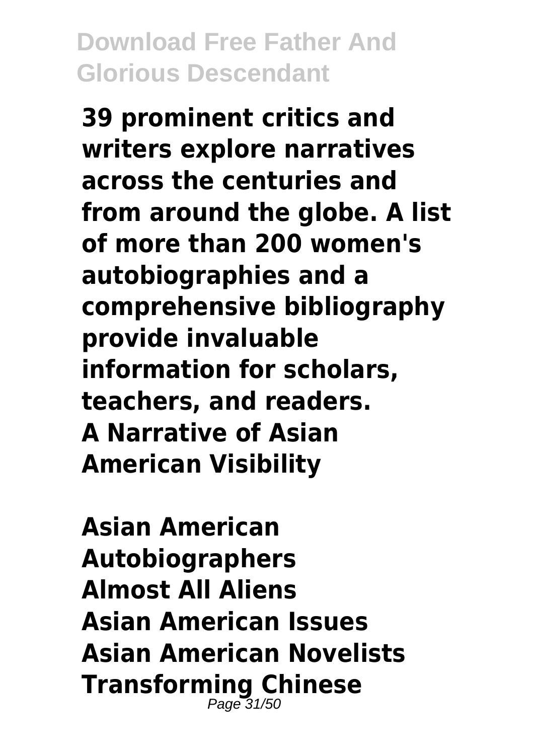**39 prominent critics and writers explore narratives across the centuries and from around the globe. A list of more than 200 women's autobiographies and a comprehensive bibliography provide invaluable information for scholars, teachers, and readers.**

**A Narrative of Asian American Visibility**

**Asian American Autobiographers**

**Almost All Aliens**

**Asian American Issues**

**Asian American Novelists**

**Transforming Chinese**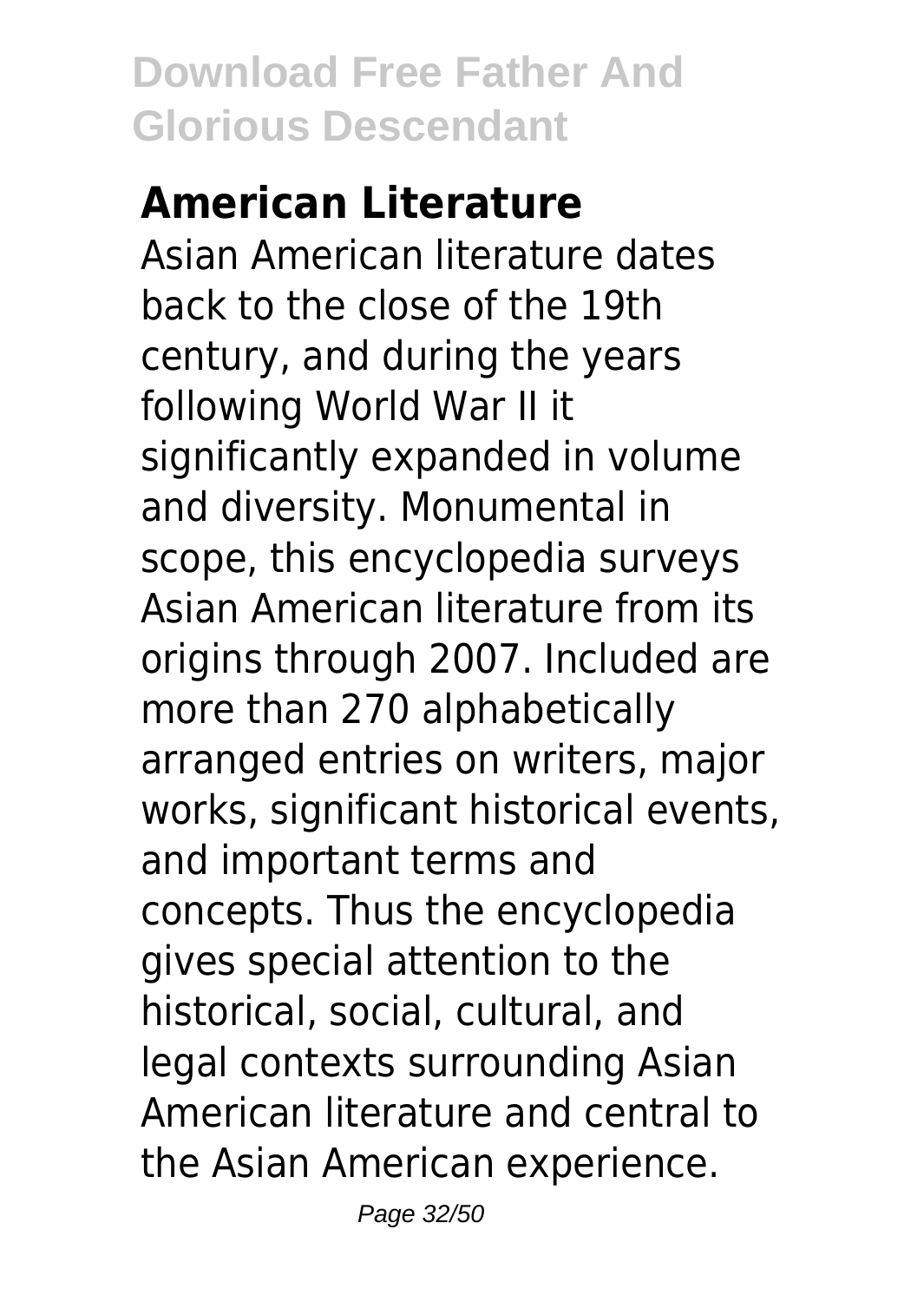## American Literature

Asian American literature dates back to the close of the 19th century, and during the years following World War II it significantly expanded in volume and diversity. Monumental in scope, this encyclopedia surveys Asian American literature from its origins through 2007. Included are more than 270 alphabetically arranged entries on writers, major works, significant historical events, and important terms and concepts. Thus the encyclopedia gives special attention to the historical, social, cultural, and legal contexts surrounding Asian American literature and central to the Asian American experience.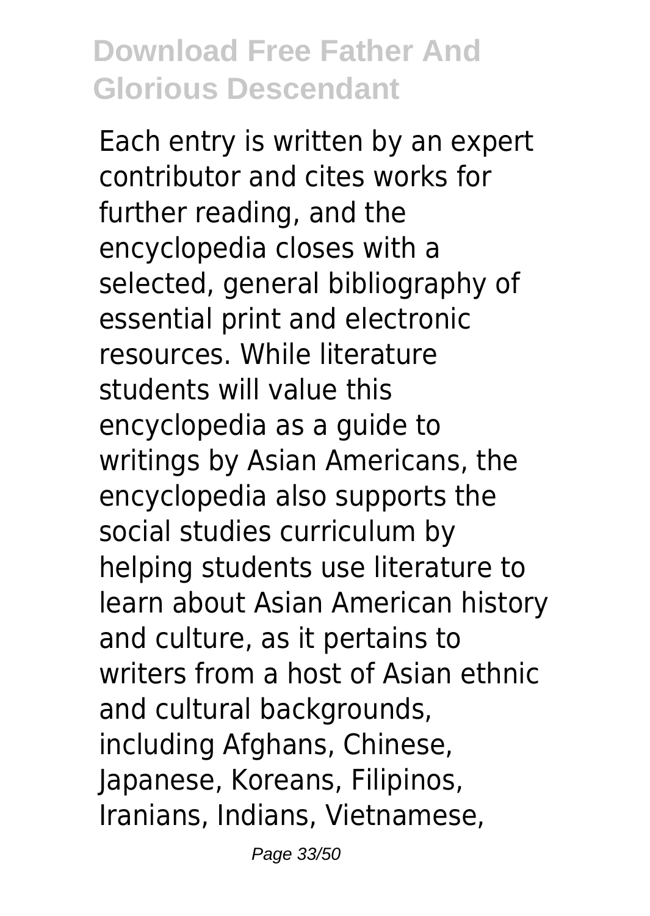Each entry is written by an expert contributor and cites works for further reading, and the encyclopedia closes with a selected, general bibliography of essential print and electronic resources. While literature students will value this encyclopedia as a guide to writings by Asian Americans, the encyclopedia also supports the social studies curriculum by helping students use literature to learn about Asian American history and culture, as it pertains to writers from a host of Asian ethnic and cultural backgrounds, including Afghans, Chinese, Japanese, Koreans, Filipinos, Iranians, Indians, Vietnamese,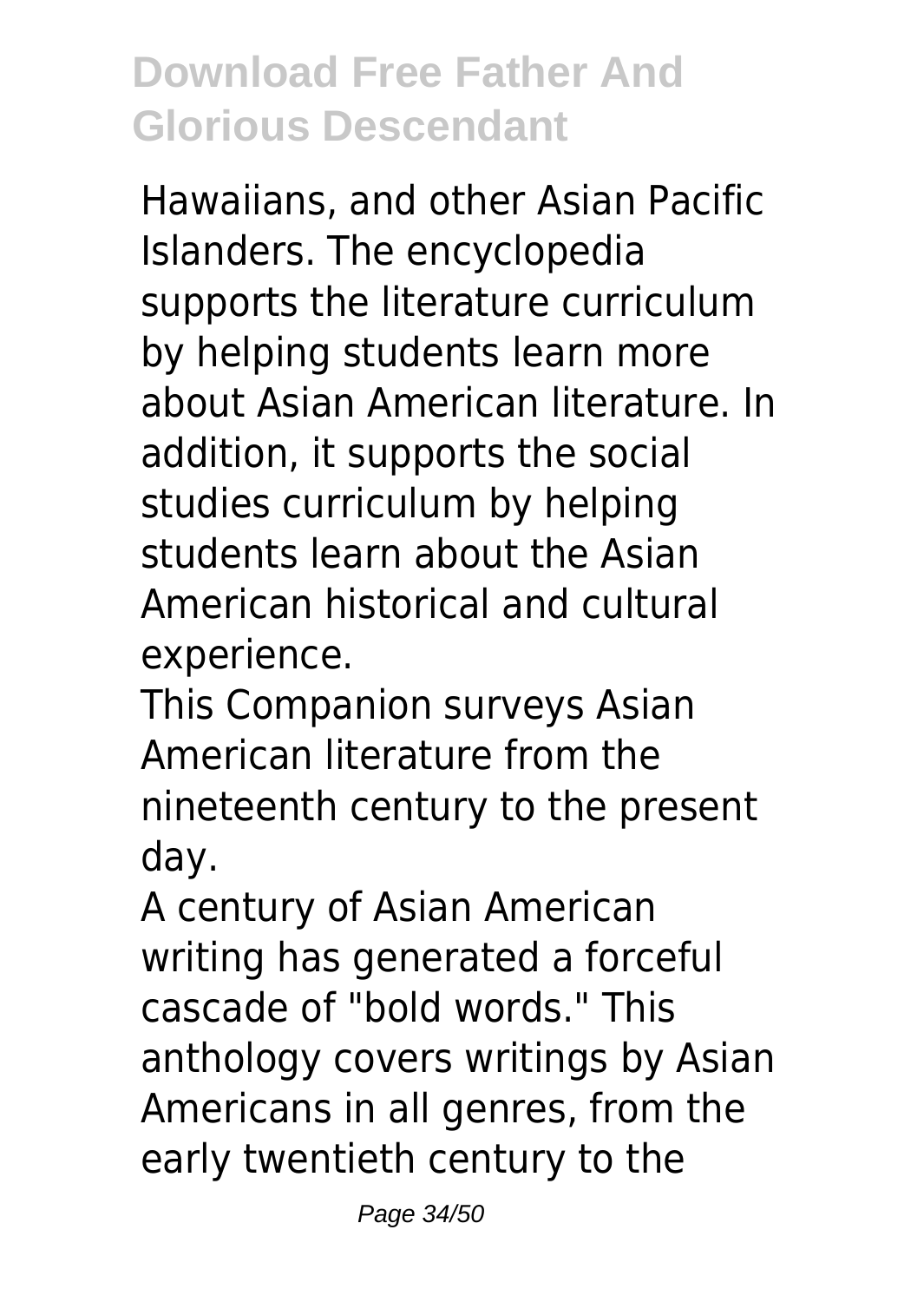Hawaiians, and other Asian Pacific Islanders. The encyclopedia supports the literature curriculum by helping students learn more about Asian American literature. In addition, it supports the social studies curriculum by helping students learn about the Asian American historical and cultural experience.

This Companion surveys Asian American literature from the nineteenth century to the present day.

A century of Asian American writing has generated a forceful cascade of "bold words." This anthology covers writings by Asian Americans in all genres, from the early twentieth century to the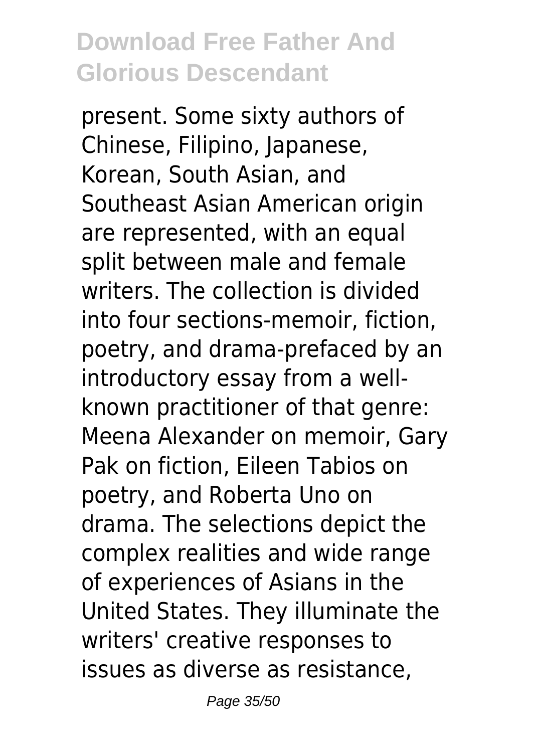present. Some sixty authors of Chinese, Filipino, Japanese, Korean, South Asian, and Southeast Asian American origin are represented, with an equal split between male and female writers. The collection is divided into four sections-memoir, fiction, poetry, and drama-prefaced by an introductory essay from a well-known practitioner of that genre: Meena Alexander on memoir, Gary Pak on fiction, Eileen Tabios on poetry, and Roberta Uno on drama. The selections depict the complex realities and wide range of experiences of Asians in the United States. They illuminate the writers' creative responses to issues as diverse as resistance,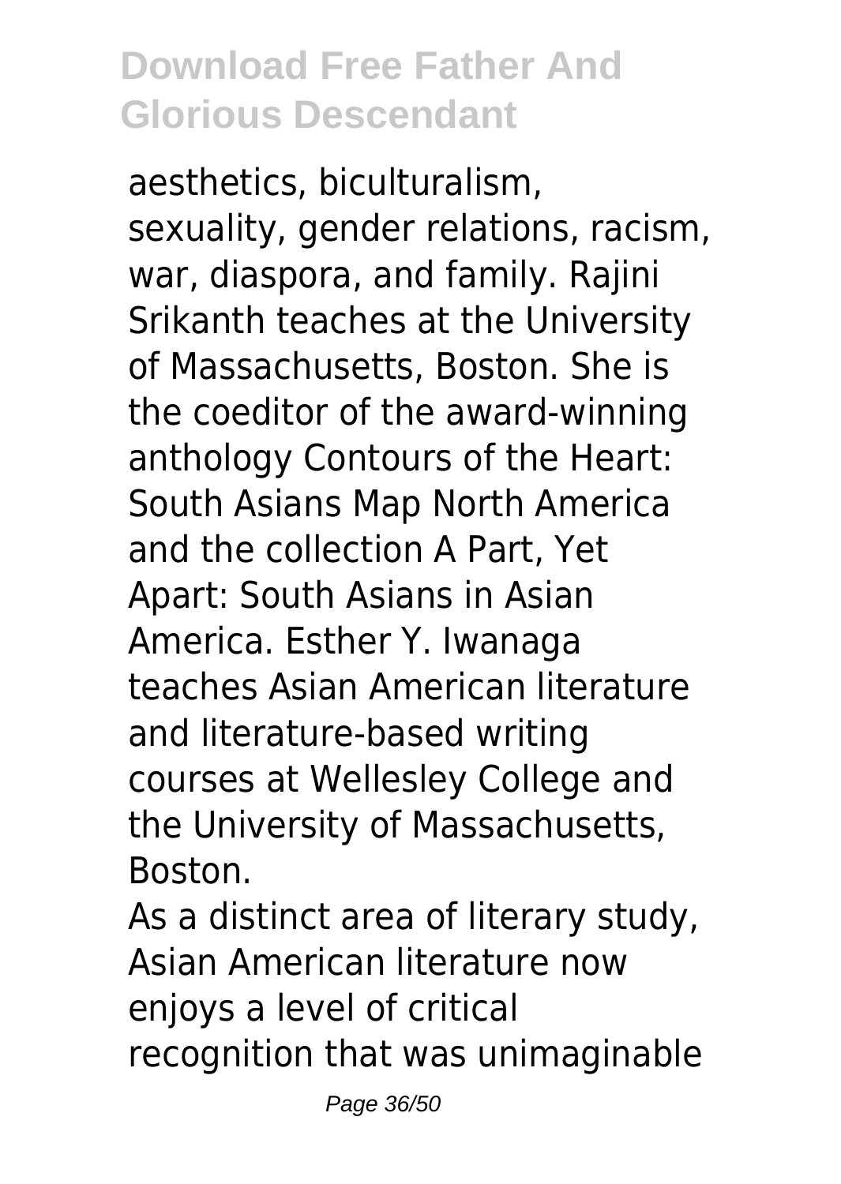aesthetics, biculturalism, sexuality, gender relations, racism, war, diaspora, and family. Rajini Srikanth teaches at the University of Massachusetts, Boston. She is the coeditor of the award-winning anthology Contours of the Heart: South Asians Map North America and the collection A Part, Yet Apart: South Asians in Asian America. Esther Y. Iwanaga teaches Asian American literature and literature-based writing courses at Wellesley College and the University of Massachusetts, Boston.

As a distinct area of literary study, Asian American literature now enjoys a level of critical recognition that was unimaginable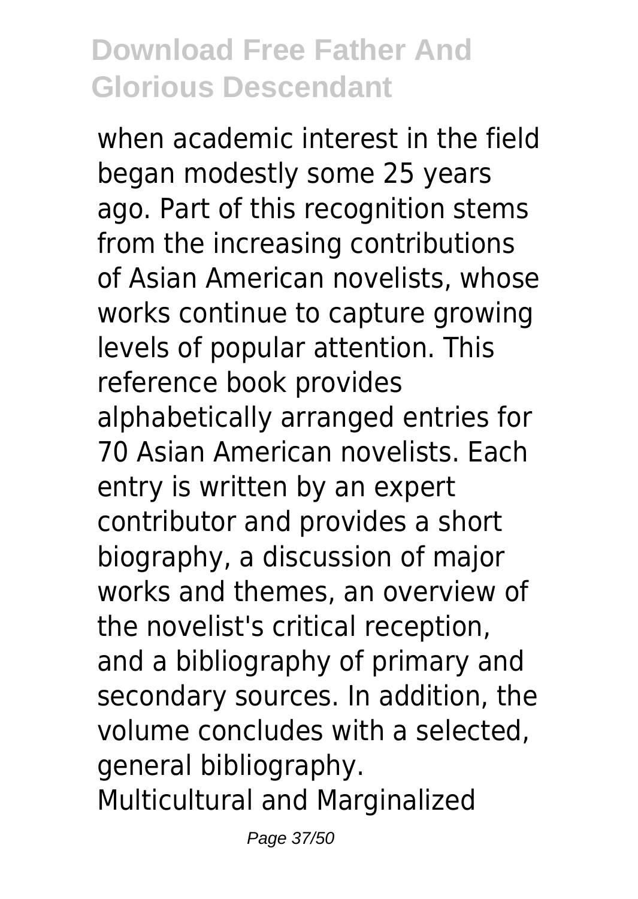when academic interest in the field began modestly some 25 years ago. Part of this recognition stems from the increasing contributions of Asian American novelists, whose works continue to capture growing levels of popular attention. This reference book provides alphabetically arranged entries for 70 Asian American novelists. Each entry is written by an expert contributor and provides a short biography, a discussion of major works and themes, an overview of the novelist's critical reception, and a bibliography of primary and secondary sources. In addition, the volume concludes with a selected, general bibliography.

Multicultural and Marginalized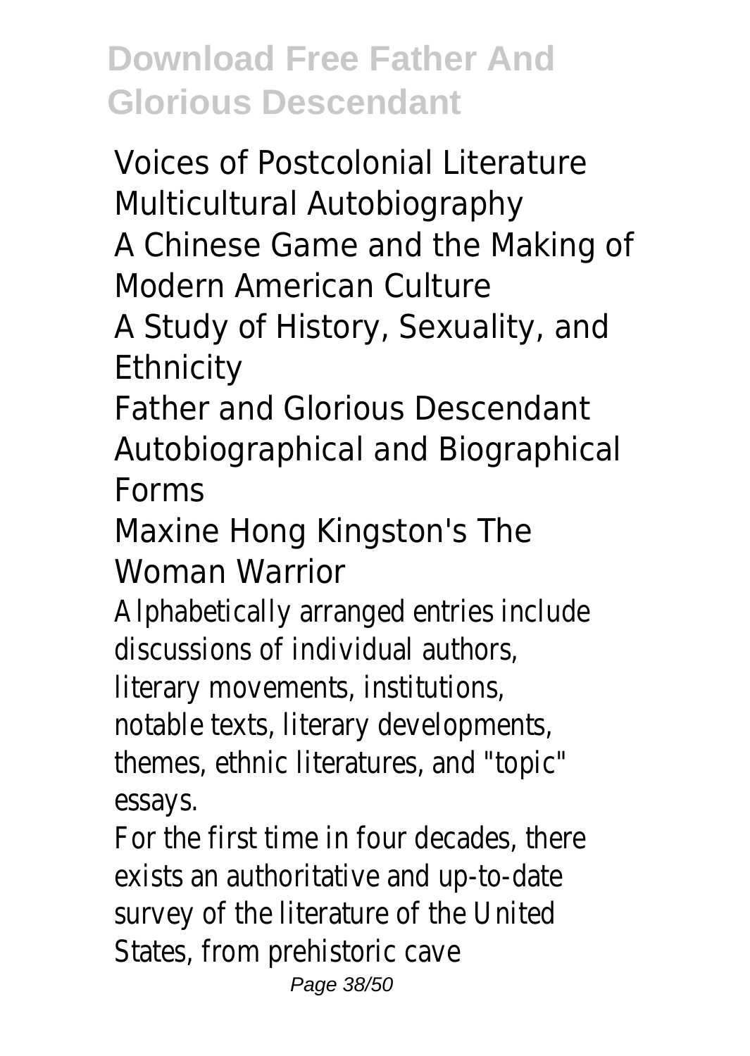Voices of Postcolonial Literature
Multicultural Autobiography
A Chinese Game and the Making of Modern American Culture
A Study of History, Sexuality, and Ethnicity
Father and Glorious Descendant
Autobiographical and Biographical Forms
Maxine Hong Kingston's The Woman Warrior

Alphabetically arranged entries include discussions of individual authors, literary movements, institutions, notable texts, literary developments, themes, ethnic literatures, and "topic" essays.

For the first time in four decades, there exists an authoritative and up-to-date survey of the literature of the United States, from prehistoric cave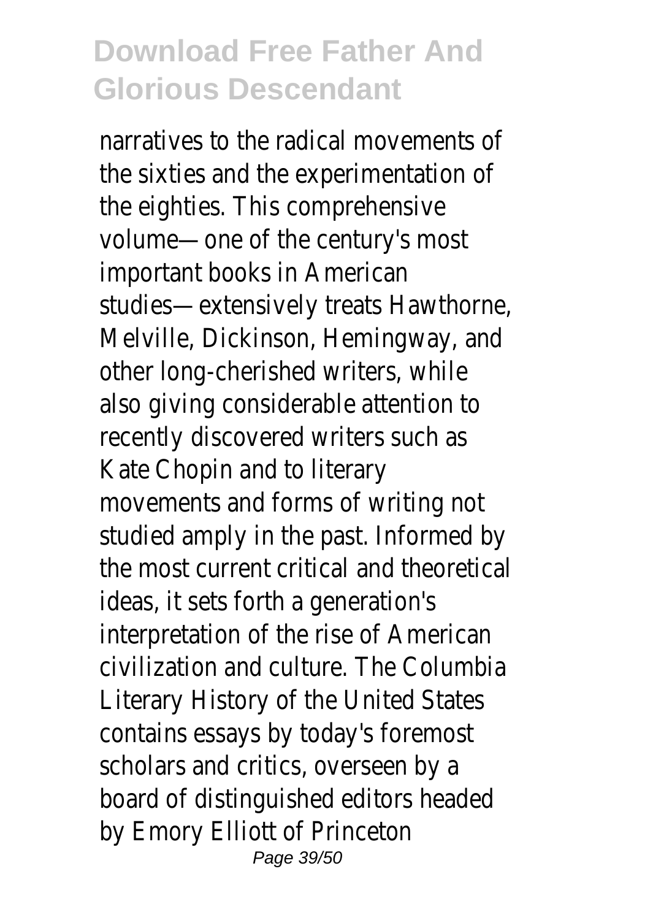narratives to the radical movements of the sixties and the experimentation of the eighties. This comprehensive volume—one of the century's most important books in American studies—extensively treats Hawthorne, Melville, Dickinson, Hemingway, and other long-cherished writers, while also giving considerable attention to recently discovered writers such as Kate Chopin and to literary movements and forms of writing not studied amply in the past. Informed by the most current critical and theoretical ideas, it sets forth a generation's interpretation of the rise of American civilization and culture. The Columbia Literary History of the United States contains essays by today's foremost scholars and critics, overseen by a board of distinguished editors headed by Emory Elliott of Princeton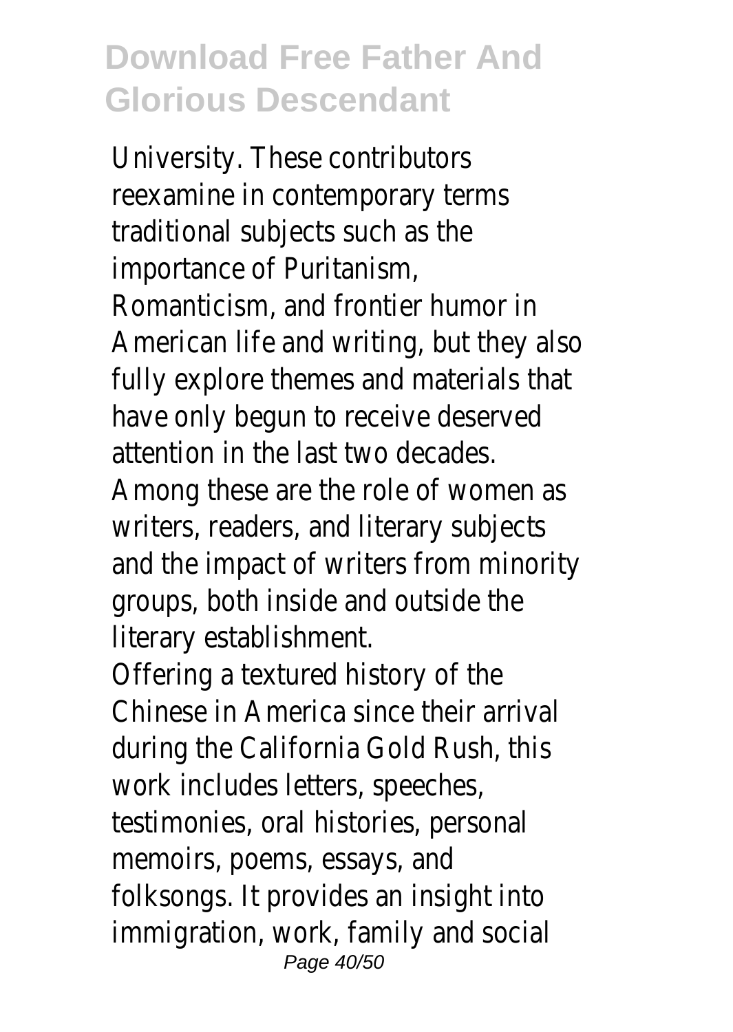University. These contributors reexamine in contemporary terms traditional subjects such as the importance of Puritanism, Romanticism, and frontier humor in American life and writing, but they also fully explore themes and materials that have only begun to receive deserved attention in the last two decades. Among these are the role of women as writers, readers, and literary subjects and the impact of writers from minority groups, both inside and outside the literary establishment.

Offering a textured history of the Chinese in America since their arrival during the California Gold Rush, this work includes letters, speeches, testimonies, oral histories, personal memoirs, poems, essays, and folksongs. It provides an insight into immigration, work, family and social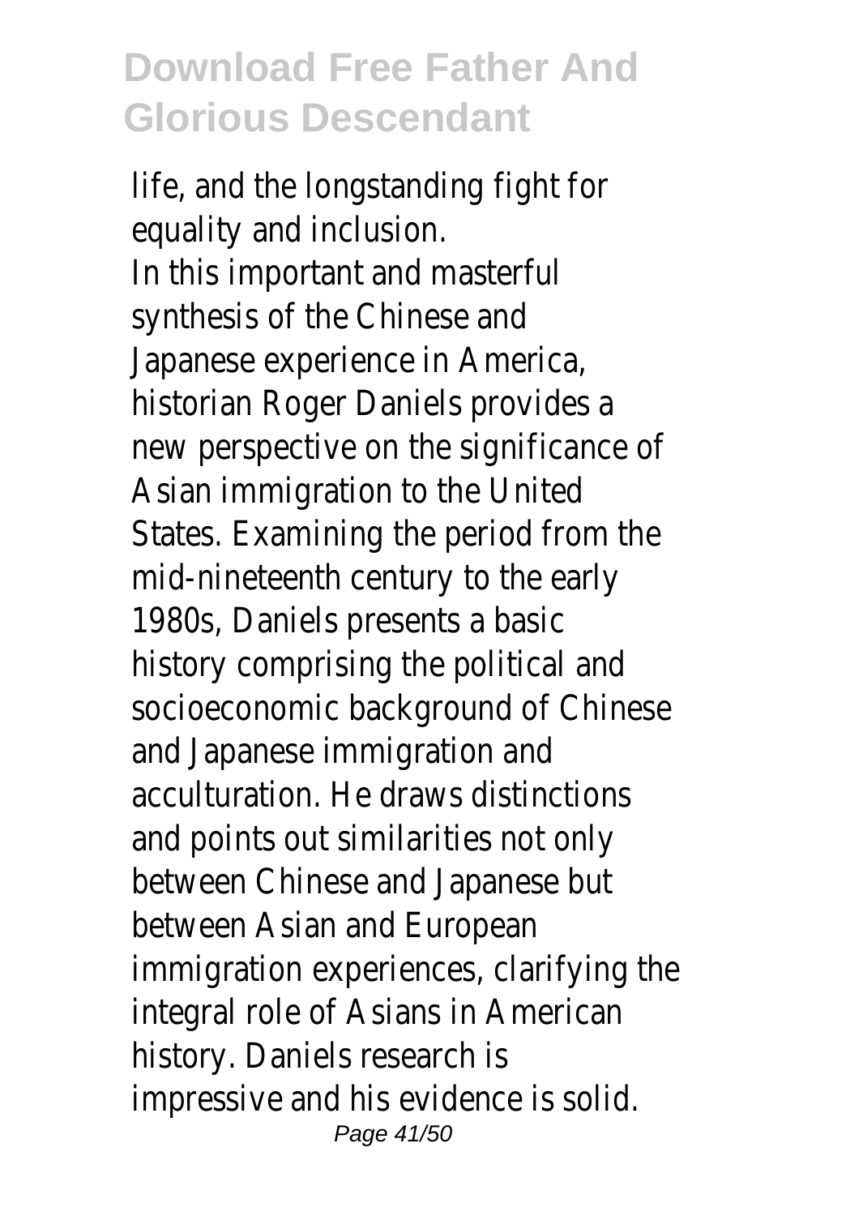life, and the longstanding fight for equality and inclusion.

In this important and masterful synthesis of the Chinese and Japanese experience in America, historian Roger Daniels provides a new perspective on the significance of Asian immigration to the United States. Examining the period from the mid-nineteenth century to the early 1980s, Daniels presents a basic history comprising the political and socioeconomic background of Chinese and Japanese immigration and acculturation. He draws distinctions and points out similarities not only between Chinese and Japanese but between Asian and European immigration experiences, clarifying the integral role of Asians in American history. Daniels research is impressive and his evidence is solid.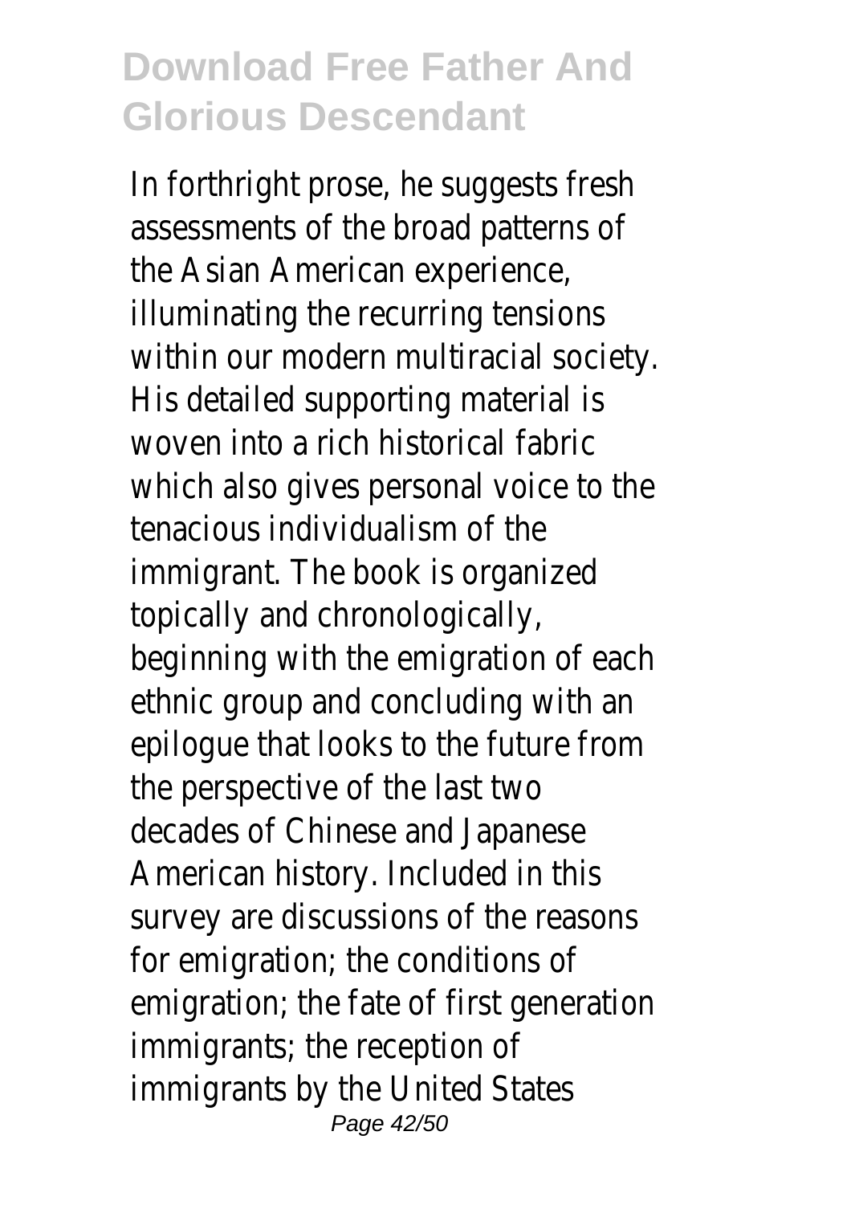In forthright prose, he suggests fresh assessments of the broad patterns of the Asian American experience, illuminating the recurring tensions within our modern multiracial society. His detailed supporting material is woven into a rich historical fabric which also gives personal voice to the tenacious individualism of the immigrant. The book is organized topically and chronologically, beginning with the emigration of each ethnic group and concluding with an epilogue that looks to the future from the perspective of the last two decades of Chinese and Japanese American history. Included in this survey are discussions of the reasons for emigration; the conditions of emigration; the fate of first generation immigrants; the reception of immigrants by the United States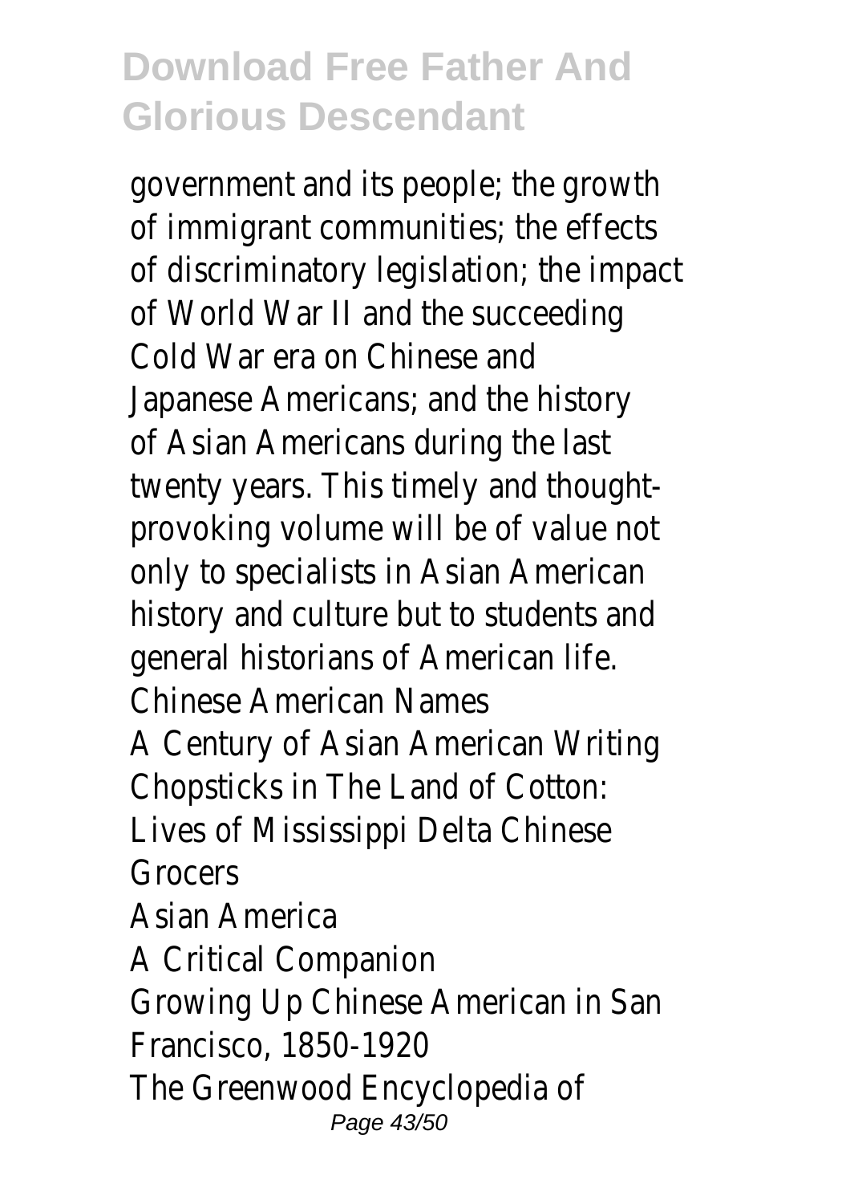government and its people; the growth of immigrant communities; the effects of discriminatory legislation; the impact of World War II and the succeeding Cold War era on Chinese and Japanese Americans; and the history of Asian Americans during the last twenty years. This timely and thought-provoking volume will be of value not only to specialists in Asian American history and culture but to students and general historians of American life.

Chinese American Names
A Century of Asian American Writing
Chopsticks in The Land of Cotton: Lives of Mississippi Delta Chinese Grocers
Asian America
A Critical Companion
Growing Up Chinese American in San Francisco, 1850-1920
The Greenwood Encyclopedia of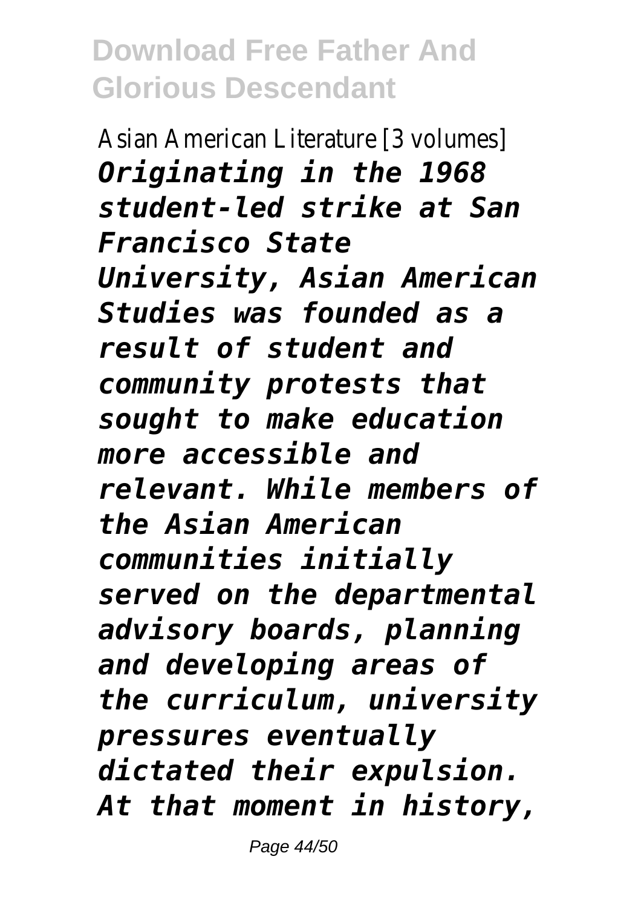Asian American Literature [3 volumes]

***Originating in the 1968 student-led strike at San Francisco State University, Asian American Studies was founded as a result of student and community protests that sought to make education more accessible and relevant. While members of the Asian American communities initially served on the departmental advisory boards, planning and developing areas of the curriculum, university pressures eventually dictated their expulsion. At that moment in history,***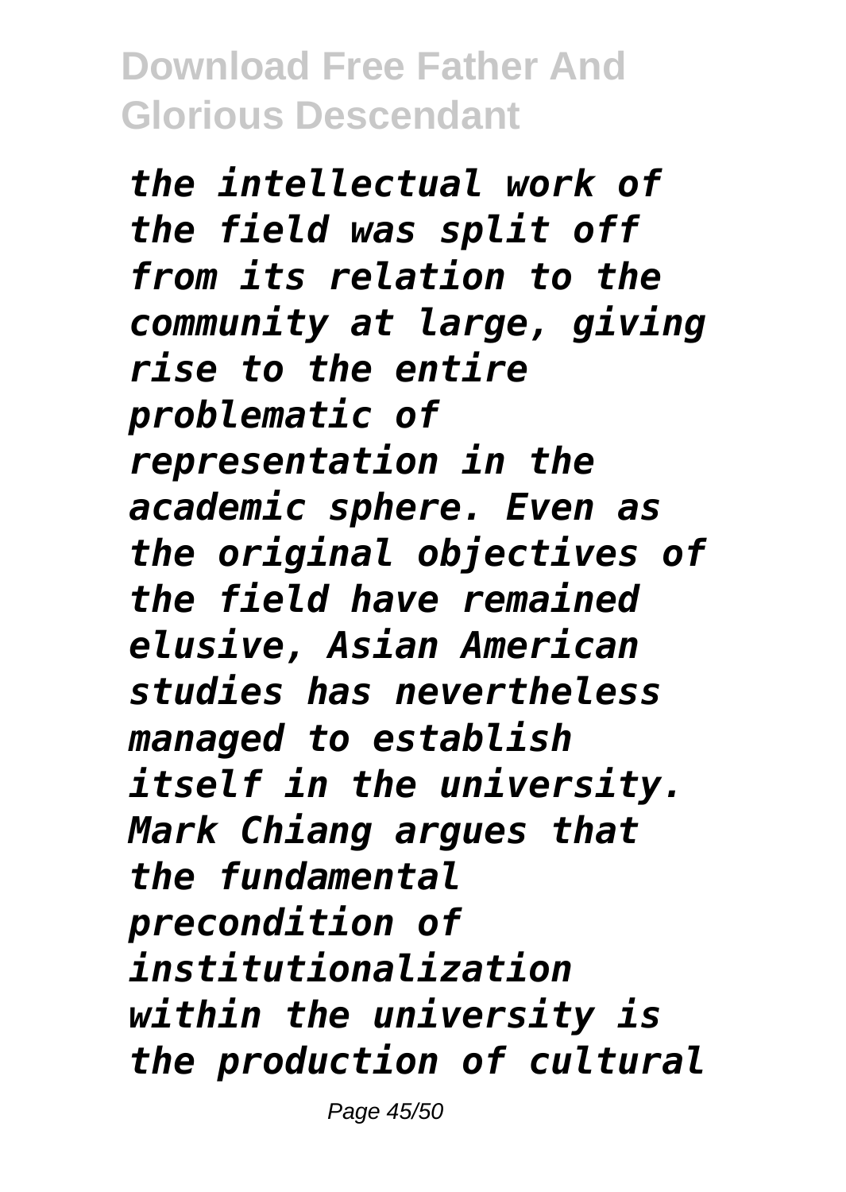*the intellectual work of the field was split off from its relation to the community at large, giving rise to the entire problematic of representation in the academic sphere. Even as the original objectives of the field have remained elusive, Asian American studies has nevertheless managed to establish itself in the university. Mark Chiang argues that the fundamental precondition of institutionalization within the university is the production of cultural*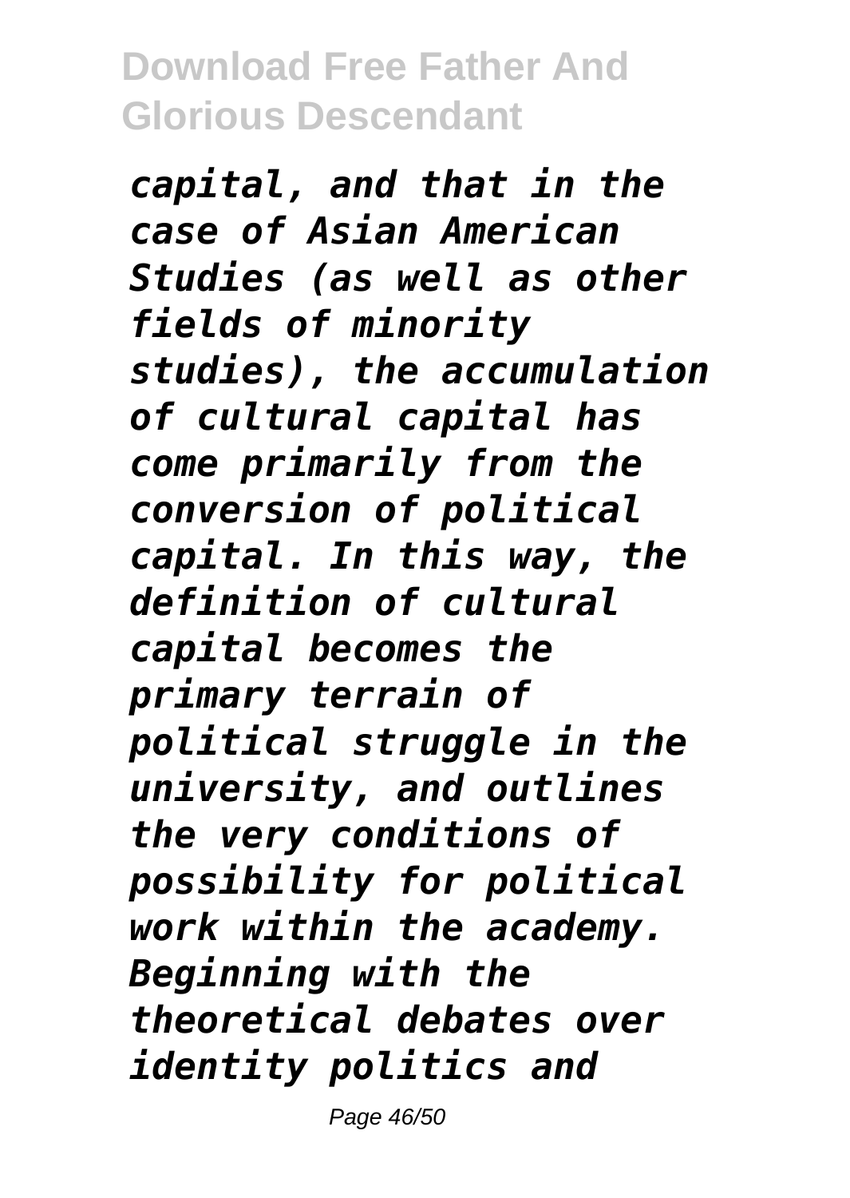*capital, and that in the case of Asian American Studies (as well as other fields of minority studies), the accumulation of cultural capital has come primarily from the conversion of political capital. In this way, the definition of cultural capital becomes the primary terrain of political struggle in the university, and outlines the very conditions of possibility for political work within the academy. Beginning with the theoretical debates over identity politics and*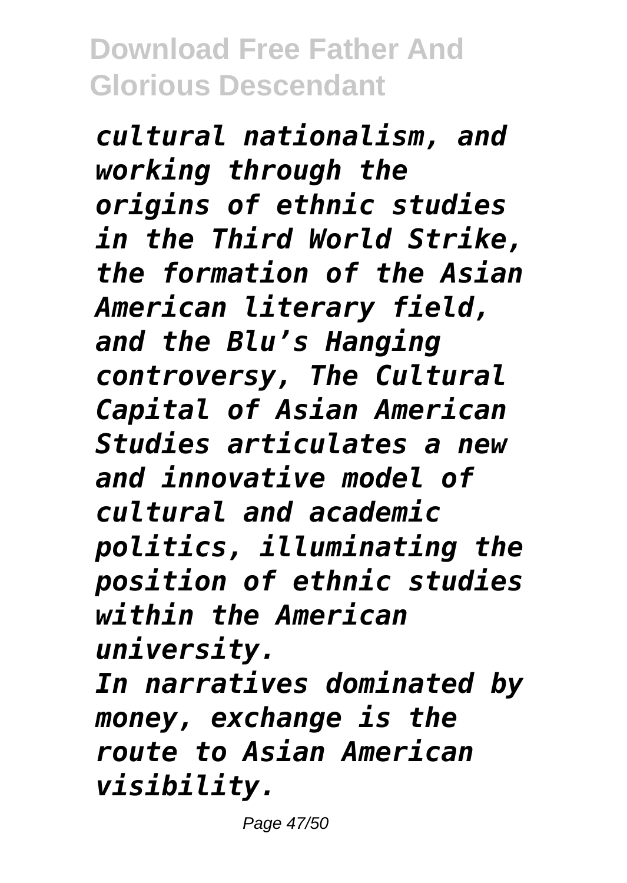*cultural nationalism, and working through the origins of ethnic studies in the Third World Strike, the formation of the Asian American literary field, and the Blu’s Hanging controversy, The Cultural Capital of Asian American Studies articulates a new and innovative model of cultural and academic politics, illuminating the position of ethnic studies within the American university.*

*In narratives dominated by money, exchange is the route to Asian American visibility.*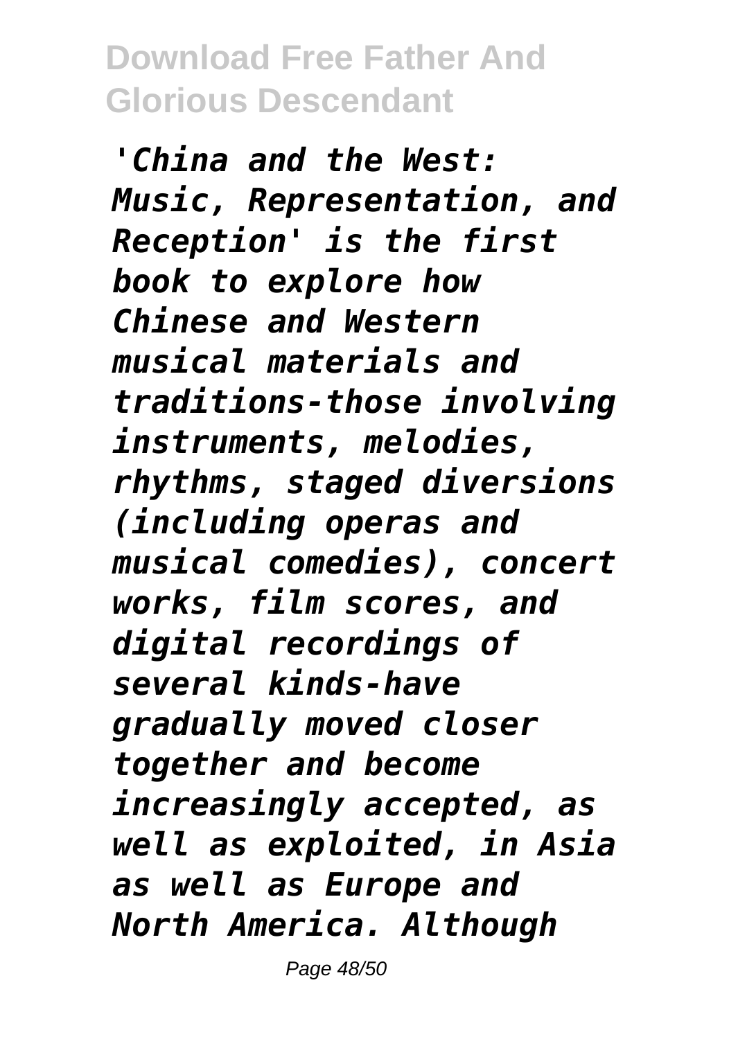*'China and the West: Music, Representation, and Reception' is the first book to explore how Chinese and Western musical materials and traditions-those involving instruments, melodies, rhythms, staged diversions (including operas and musical comedies), concert works, film scores, and digital recordings of several kinds-have gradually moved closer together and become increasingly accepted, as well as exploited, in Asia as well as Europe and North America. Although*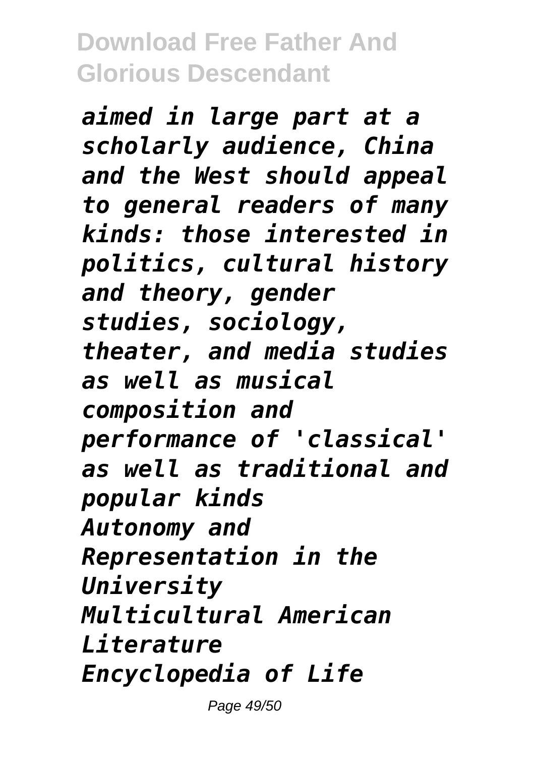*aimed in large part at a scholarly audience, China and the West should appeal to general readers of many kinds: those interested in politics, cultural history and theory, gender studies, sociology, theater, and media studies as well as musical composition and performance of 'classical' as well as traditional and popular kinds*

*Autonomy and Representation in the University*

*Multicultural American Literature*

*Encyclopedia of Life*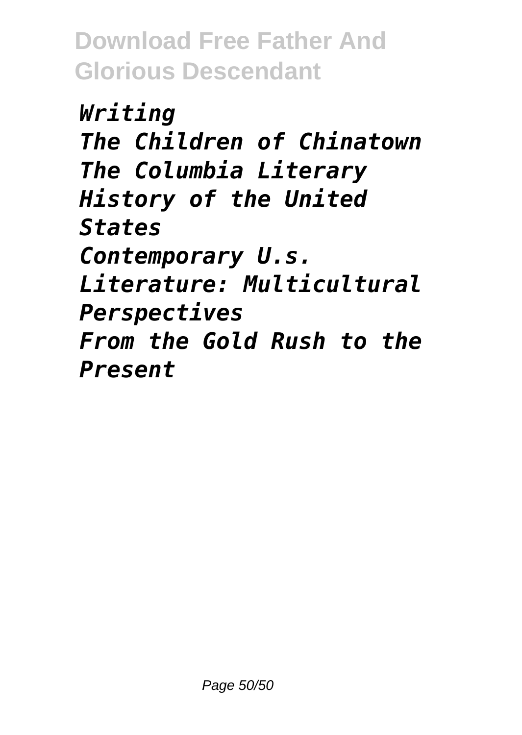*Writing*
*The Children of Chinatown*
*The Columbia Literary History of the United States*
*Contemporary U.s. Literature: Multicultural Perspectives*
*From the Gold Rush to the Present*